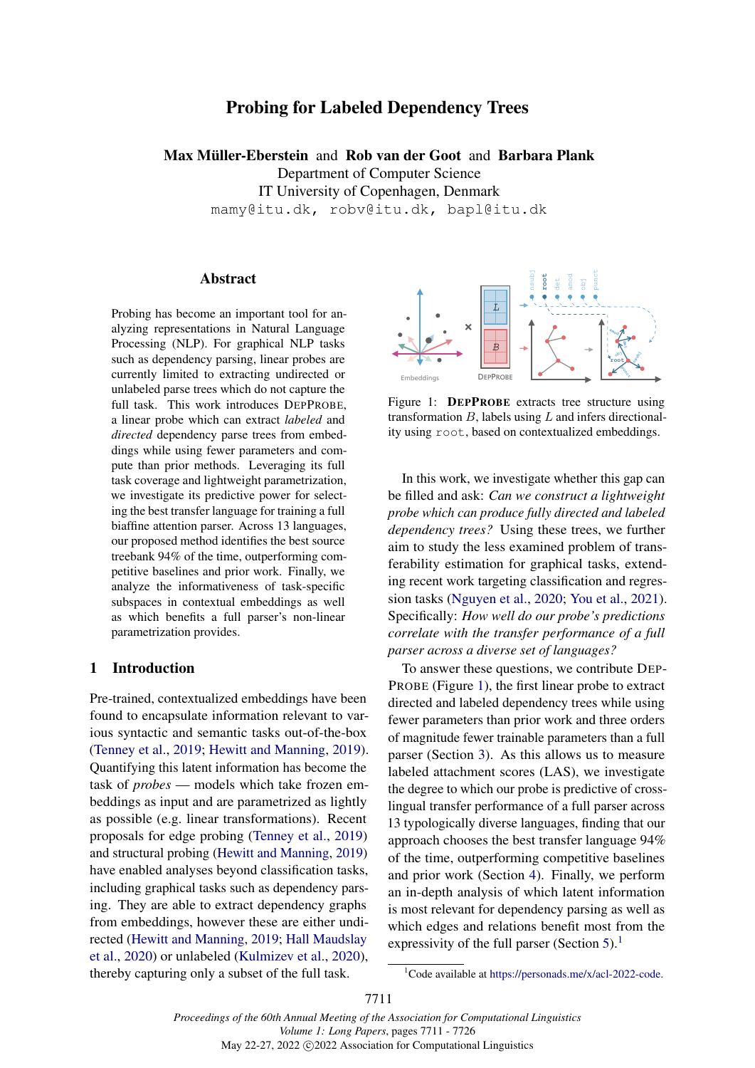# Probing for Labeled Dependency Trees

**Max Müller-Eberstein** and **Rob van der Goot** and **Barbara Plank**
Department of Computer Science
IT University of Copenhagen, Denmark
`mamy@itu.dk, robv@itu.dk, bapl@itu.dk`

## Abstract

Probing has become an important tool for analyzing representations in Natural Language Processing (NLP). For graphical NLP tasks such as dependency parsing, linear probes are currently limited to extracting undirected or unlabeled parse trees which do not capture the full task. This work introduces DEPPROBE, a linear probe which can extract *labeled* and *directed* dependency parse trees from embeddings while using fewer parameters and compute than prior methods. Leveraging its full task coverage and lightweight parametrization, we investigate its predictive power for selecting the best transfer language for training a full biaffine attention parser. Across 13 languages, our proposed method identifies the best source treebank 94% of the time, outperforming competitive baselines and prior work. Finally, we analyze the informativeness of task-specific subspaces in contextual embeddings as well as which benefits a full parser's non-linear parametrization provides.

## 1 Introduction

Pre-trained, contextualized embeddings have been found to encapsulate information relevant to various syntactic and semantic tasks out-of-the-box (Tenney et al., 2019; Hewitt and Manning, 2019). Quantifying this latent information has become the task of *probes* — models which take frozen embeddings as input and are parametrized as lightly as possible (e.g. linear transformations). Recent proposals for edge probing (Tenney et al., 2019) and structural probing (Hewitt and Manning, 2019) have enabled analyses beyond classification tasks, including graphical tasks such as dependency parsing. They are able to extract dependency graphs from embeddings, however these are either undirected (Hewitt and Manning, 2019; Hall Maudslay et al., 2020) or unlabeled (Kulmizev et al., 2020), thereby capturing only a subset of the full task.

Figure 1: **DEPPROBE** extracts tree structure using transformation $B$, labels using $L$ and infers directionality using `root`, based on contextualized embeddings.

In this work, we investigate whether this gap can be filled and ask: *Can we construct a lightweight probe which can produce fully directed and labeled dependency trees?* Using these trees, we further aim to study the less examined problem of transferability estimation for graphical tasks, extending recent work targeting classification and regression tasks (Nguyen et al., 2020; You et al., 2021). Specifically: *How well do our probe's predictions correlate with the transfer performance of a full parser across a diverse set of languages?*

To answer these questions, we contribute DEPPROBE (Figure 1), the first linear probe to extract directed and labeled dependency trees while using fewer parameters than prior work and three orders of magnitude fewer trainable parameters than a full parser (Section 3). As this allows us to measure labeled attachment scores (LAS), we investigate the degree to which our probe is predictive of cross-lingual transfer performance of a full parser across 13 typologically diverse languages, finding that our approach chooses the best transfer language 94% of the time, outperforming competitive baselines and prior work (Section 4). Finally, we perform an in-depth analysis of which latent information is most relevant for dependency parsing as well as which edges and relations benefit most from the expressivity of the full parser (Section 5).[1]

[1]Code available at https://personads.me/x/acl-2022-code.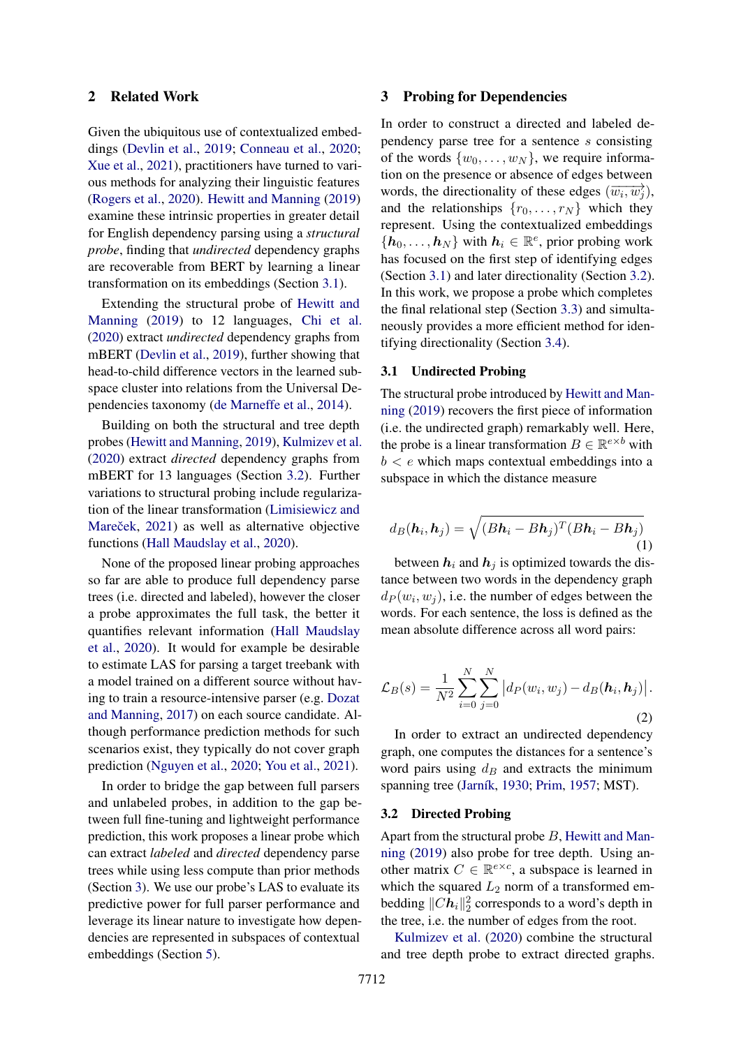## 2 Related Work

Given the ubiquitous use of contextualized embeddings (Devlin et al., 2019; Conneau et al., 2020; Xue et al., 2021), practitioners have turned to various methods for analyzing their linguistic features (Rogers et al., 2020). Hewitt and Manning (2019) examine these intrinsic properties in greater detail for English dependency parsing using a *structural probe*, finding that *undirected* dependency graphs are recoverable from BERT by learning a linear transformation on its embeddings (Section 3.1).

Extending the structural probe of Hewitt and Manning (2019) to 12 languages, Chi et al. (2020) extract *undirected* dependency graphs from mBERT (Devlin et al., 2019), further showing that head-to-child difference vectors in the learned subspace cluster into relations from the Universal Dependencies taxonomy (de Marneffe et al., 2014).

Building on both the structural and tree depth probes (Hewitt and Manning, 2019), Kulmizev et al. (2020) extract *directed* dependency graphs from mBERT for 13 languages (Section 3.2). Further variations to structural probing include regularization of the linear transformation (Limisiewicz and Mareček, 2021) as well as alternative objective functions (Hall Maudslay et al., 2020).

None of the proposed linear probing approaches so far are able to produce full dependency parse trees (i.e. directed and labeled), however the closer a probe approximates the full task, the better it quantifies relevant information (Hall Maudslay et al., 2020). It would for example be desirable to estimate LAS for parsing a target treebank with a model trained on a different source without having to train a resource-intensive parser (e.g. Dozat and Manning, 2017) on each source candidate. Although performance prediction methods for such scenarios exist, they typically do not cover graph prediction (Nguyen et al., 2020; You et al., 2021).

In order to bridge the gap between full parsers and unlabeled probes, in addition to the gap between full fine-tuning and lightweight performance prediction, this work proposes a linear probe which can extract *labeled* and *directed* dependency parse trees while using less compute than prior methods (Section 3). We use our probe's LAS to evaluate its predictive power for full parser performance and leverage its linear nature to investigate how dependencies are represented in subspaces of contextual embeddings (Section 5).

## 3 Probing for Dependencies

In order to construct a directed and labeled dependency parse tree for a sentence $s$ consisting of the words $\{w_0, \ldots, w_N\}$, we require information on the presence or absence of edges between words, the directionality of these edges $(\overrightarrow{w_i, w_j})$, and the relationships $\{r_0, \ldots, r_N\}$ which they represent. Using the contextualized embeddings $\{\boldsymbol{h}_0, \ldots, \boldsymbol{h}_N\}$ with $\boldsymbol{h}_i \in \mathbb{R}^e$, prior probing work has focused on the first step of identifying edges (Section 3.1) and later directionality (Section 3.2). In this work, we propose a probe which completes the final relational step (Section 3.3) and simultaneously provides a more efficient method for identifying directionality (Section 3.4).

### 3.1 Undirected Probing

The structural probe introduced by Hewitt and Manning (2019) recovers the first piece of information (i.e. the undirected graph) remarkably well. Here, the probe is a linear transformation $B \in \mathbb{R}^{e \times b}$ with $b < e$ which maps contextual embeddings into a subspace in which the distance measure

$$d_B(\boldsymbol{h}_i, \boldsymbol{h}_j) = \sqrt{(B\boldsymbol{h}_i - B\boldsymbol{h}_j)^T (B\boldsymbol{h}_i - B\boldsymbol{h}_j)} \tag{1}$$

between $\boldsymbol{h}_i$ and $\boldsymbol{h}_j$ is optimized towards the distance between two words in the dependency graph $d_P(w_i, w_j)$, i.e. the number of edges between the words. For each sentence, the loss is defined as the mean absolute difference across all word pairs:

$$\mathcal{L}_B(s) = \frac{1}{N^2} \sum_{i=0}^{N} \sum_{j=0}^{N} \left| d_P(w_i, w_j) - d_B(\boldsymbol{h}_i, \boldsymbol{h}_j) \right|. \tag{2}$$

In order to extract an undirected dependency graph, one computes the distances for a sentence's word pairs using $d_B$ and extracts the minimum spanning tree (Jarník, 1930; Prim, 1957; MST).

### 3.2 Directed Probing

Apart from the structural probe $B$, Hewitt and Manning (2019) also probe for tree depth. Using another matrix $C \in \mathbb{R}^{e \times c}$, a subspace is learned in which the squared $L_2$ norm of a transformed embedding $\|C\boldsymbol{h}_i\|_2^2$ corresponds to a word's depth in the tree, i.e. the number of edges from the root.

Kulmizev et al. (2020) combine the structural and tree depth probe to extract directed graphs.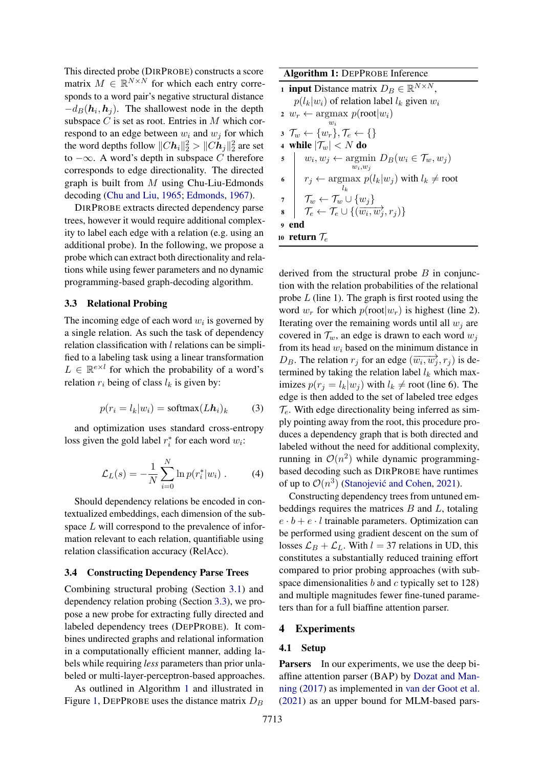This directed probe (DIRPROBE) constructs a score matrix $M \in \mathbb{R}^{N \times N}$ for which each entry corresponds to a word pair's negative structural distance $-d_B(\boldsymbol{h}_i, \boldsymbol{h}_j)$. The shallowest node in the depth subspace $C$ is set as root. Entries in $M$ which correspond to an edge between $w_i$ and $w_j$ for which the word depths follow $\|C\boldsymbol{h}_i\|_2^2 > \|C\boldsymbol{h}_j\|_2^2$ are set to $-\infty$. A word's depth in subspace $C$ therefore corresponds to edge directionality. The directed graph is built from $M$ using Chu-Liu-Edmonds decoding (Chu and Liu, 1965; Edmonds, 1967).

DIRPROBE extracts directed dependency parse trees, however it would require additional complexity to label each edge with a relation (e.g. using an additional probe). In the following, we propose a probe which can extract both directionality and relations while using fewer parameters and no dynamic programming-based graph-decoding algorithm.

### 3.3 Relational Probing

The incoming edge of each word $w_i$ is governed by a single relation. As such the task of dependency relation classification with $l$ relations can be simplified to a labeling task using a linear transformation $L \in \mathbb{R}^{e \times l}$ for which the probability of a word's relation $r_i$ being of class $l_k$ is given by:

$$p(r_i = l_k | w_i) = \text{softmax}(L\boldsymbol{h}_i)_k \tag{3}$$

and optimization uses standard cross-entropy loss given the gold label $r_i^*$ for each word $w_i$:

$$\mathcal{L}_L(s) = -\frac{1}{N} \sum_{i=0}^{N} \ln p(r_i^* | w_i) \ . \tag{4}$$

Should dependency relations be encoded in contextualized embeddings, each dimension of the subspace $L$ will correspond to the prevalence of information relevant to each relation, quantifiable using relation classification accuracy (RelAcc).

### 3.4 Constructing Dependency Parse Trees

Combining structural probing (Section 3.1) and dependency relation probing (Section 3.3), we propose a new probe for extracting fully directed and labeled dependency trees (DEPPROBE). It combines undirected graphs and relational information in a computationally efficient manner, adding labels while requiring *less* parameters than prior unlabeled or multi-layer-perceptron-based approaches.

As outlined in Algorithm 1 and illustrated in Figure 1, DEPPROBE uses the distance matrix $D_B$ derived from the structural probe $B$ in conjunction with the relation probabilities of the relational probe $L$ (line 1). The graph is first rooted using the word $w_r$ for which $p(\text{root}|w_r)$ is highest (line 2). Iterating over the remaining words until all $w_j$ are covered in $\mathcal{T}_w$, an edge is drawn to each word $w_j$ from its head $w_i$ based on the minimum distance in $D_B$. The relation $r_j$ for an edge $(\overrightarrow{w_i, w_j}, r_j)$ is determined by taking the relation label $l_k$ which maximizes $p(r_j = l_k | w_j)$ with $l_k \neq \text{root}$ (line 6). The edge is then added to the set of labeled tree edges $\mathcal{T}_e$. With edge directionality being inferred as simply pointing away from the root, this procedure produces a dependency graph that is both directed and labeled without the need for additional complexity, running in $\mathcal{O}(n^2)$ while dynamic programming-based decoding such as DIRPROBE have runtimes of up to $\mathcal{O}(n^3)$ (Stanojević and Cohen, 2021).

**Algorithm 1:** DEPPROBE Inference

```
1  input Distance matrix D_B ∈ R^{N×N},
       p(l_k|w_i) of relation label l_k given w_i
2  w_r ← argmax_{w_i} p(root|w_i)
3  T_w ← {w_r}, T_e ← {}
4  while |T_w| < N do
5      w_i, w_j ← argmin_{w_i,w_j} D_B(w_i ∈ T_w, w_j)
6      r_j ← argmax_{l_k} p(l_k|w_j) with l_k ≠ root
7      T_w ← T_w ∪ {w_j}
8      T_e ← T_e ∪ {(→(w_i, w_j), r_j)}
9  end
10 return T_e
```

Constructing dependency trees from untuned embeddings requires the matrices $B$ and $L$, totaling $e \cdot b + e \cdot l$ trainable parameters. Optimization can be performed using gradient descent on the sum of losses $\mathcal{L}_B + \mathcal{L}_L$. With $l = 37$ relations in UD, this constitutes a substantially reduced training effort compared to prior probing approaches (with subspace dimensionalities $b$ and $c$ typically set to 128) and multiple magnitudes fewer fine-tuned parameters than for a full biaffine attention parser.

## 4 Experiments

### 4.1 Setup

**Parsers** In our experiments, we use the deep biaffine attention parser (BAP) by Dozat and Manning (2017) as implemented in van der Goot et al. (2021) as an upper bound for MLM-based pars-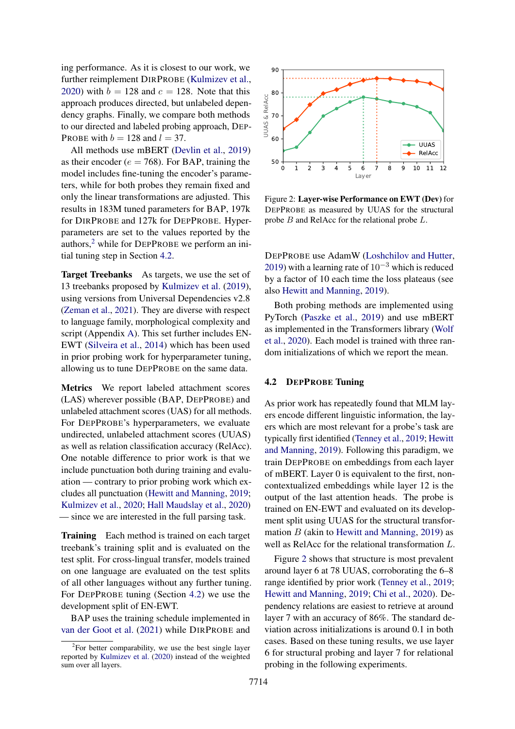ing performance. As it is closest to our work, we further reimplement DirProbe (Kulmizev et al., 2020) with $b = 128$ and $c = 128$. Note that this approach produces directed, but unlabeled dependency graphs. Finally, we compare both methods to our directed and labeled probing approach, DepProbe with $b = 128$ and $l = 37$.

All methods use mBERT (Devlin et al., 2019) as their encoder ($e = 768$). For BAP, training the model includes fine-tuning the encoder's parameters, while for both probes they remain fixed and only the linear transformations are adjusted. This results in 183M tuned parameters for BAP, 197k for DirProbe and 127k for DepProbe. Hyperparameters are set to the values reported by the authors,[2] while for DepProbe we perform an initial tuning step in Section 4.2.

**Target Treebanks** As targets, we use the set of 13 treebanks proposed by Kulmizev et al. (2019), using versions from Universal Dependencies v2.8 (Zeman et al., 2021). They are diverse with respect to language family, morphological complexity and script (Appendix A). This set further includes EN-EWT (Silveira et al., 2014) which has been used in prior probing work for hyperparameter tuning, allowing us to tune DepProbe on the same data.

**Metrics** We report labeled attachment scores (LAS) wherever possible (BAP, DepProbe) and unlabeled attachment scores (UAS) for all methods. For DepProbe's hyperparameters, we evaluate undirected, unlabeled attachment scores (UUAS) as well as relation classification accuracy (RelAcc). One notable difference to prior work is that we include punctuation both during training and evaluation — contrary to prior probing work which excludes all punctuation (Hewitt and Manning, 2019; Kulmizev et al., 2020; Hall Maudslay et al., 2020) — since we are interested in the full parsing task.

**Training** Each method is trained on each target treebank's training split and is evaluated on the test split. For cross-lingual transfer, models trained on one language are evaluated on the test splits of all other languages without any further tuning. For DepProbe tuning (Section 4.2) we use the development split of EN-EWT.

BAP uses the training schedule implemented in van der Goot et al. (2021) while DirProbe and DepProbe use AdamW (Loshchilov and Hutter, 2019) with a learning rate of $10^{-3}$ which is reduced by a factor of 10 each time the loss plateaus (see also Hewitt and Manning, 2019).

Both probing methods are implemented using PyTorch (Paszke et al., 2019) and use mBERT as implemented in the Transformers library (Wolf et al., 2020). Each model is trained with three random initializations of which we report the mean.

[2] For better comparability, we use the best single layer reported by Kulmizev et al. (2020) instead of the weighted sum over all layers.

Figure 2: **Layer-wise Performance on EWT (Dev)** for DepProbe as measured by UUAS for the structural probe $B$ and RelAcc for the relational probe $L$.

### 4.2 DepProbe Tuning

As prior work has repeatedly found that MLM layers encode different linguistic information, the layers which are most relevant for a probe's task are typically first identified (Tenney et al., 2019; Hewitt and Manning, 2019). Following this paradigm, we train DepProbe on embeddings from each layer of mBERT. Layer 0 is equivalent to the first, non-contextualized embeddings while layer 12 is the output of the last attention heads. The probe is trained on EN-EWT and evaluated on its development split using UUAS for the structural transformation $B$ (akin to Hewitt and Manning, 2019) as well as RelAcc for the relational transformation $L$.

Figure 2 shows that structure is most prevalent around layer 6 at 78 UUAS, corroborating the 6–8 range identified by prior work (Tenney et al., 2019; Hewitt and Manning, 2019; Chi et al., 2020). Dependency relations are easiest to retrieve at around layer 7 with an accuracy of 86%. The standard deviation across initializations is around 0.1 in both cases. Based on these tuning results, we use layer 6 for structural probing and layer 7 for relational probing in the following experiments.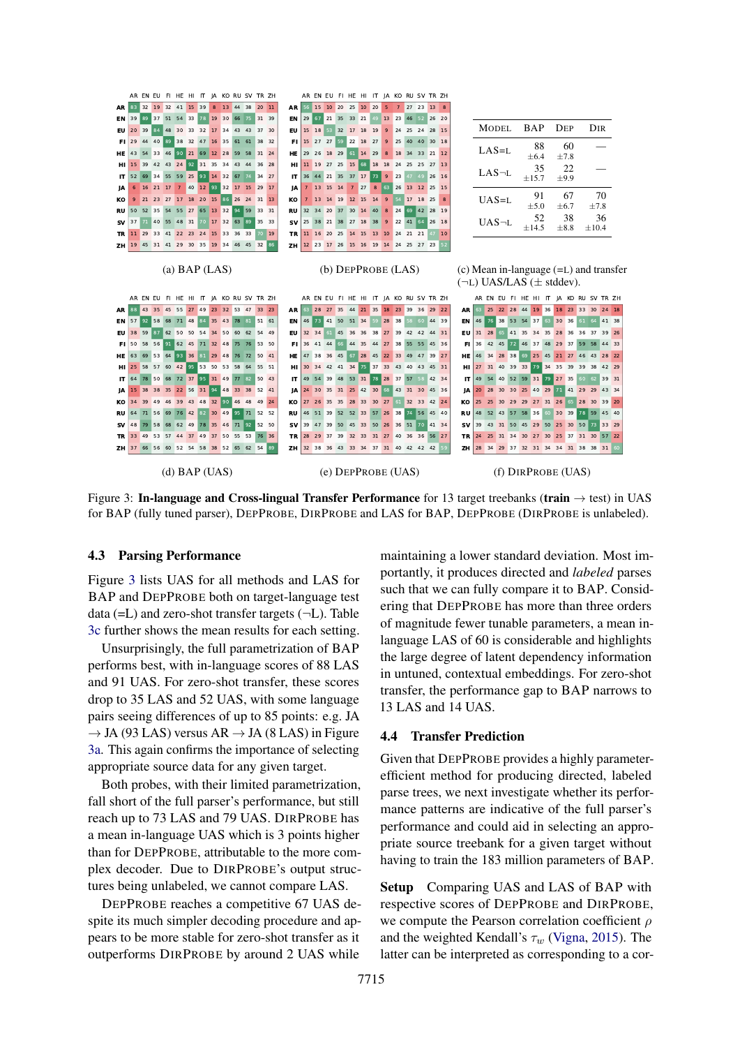| | AR | EN | EU | FI | HE | HI | IT | JA | KO | RU | SV | TR | ZH |
|---|---|---|---|---|---|---|---|---|---|---|---|---|---|
| AR | 83 | 32 | 19 | 32 | 41 | 15 | 39 | 8 | 13 | 44 | 38 | 20 | 11 |
| EN | 39 | 89 | 37 | 51 | 54 | 33 | 78 | 19 | 30 | 66 | 75 | 31 | 39 |
| EU | 20 | 39 | 84 | 48 | 30 | 33 | 32 | 17 | 34 | 43 | 43 | 37 | 30 |
| FI | 29 | 44 | 40 | 89 | 38 | 32 | 47 | 16 | 35 | 61 | 58 | 38 | 32 |
| HE | 43 | 54 | 33 | 46 | 90 | 21 | 69 | 12 | 28 | 59 | 58 | 31 | 24 |
| HI | 15 | 39 | 42 | 43 | 24 | 92 | 31 | 35 | 34 | 43 | 44 | 36 | 28 |
| IT | 52 | 69 | 34 | 55 | 59 | 25 | 93 | 14 | 32 | 67 | 74 | 34 | 27 |
| JA | 6 | 16 | 21 | 17 | 7 | 40 | 12 | 93 | 32 | 17 | 15 | 29 | 17 |
| KO | 9 | 21 | 23 | 27 | 17 | 18 | 20 | 15 | 86 | 26 | 24 | 31 | 13 |
| RU | 50 | 52 | 35 | 54 | 55 | 27 | 65 | 13 | 32 | 94 | 59 | 33 | 31 |
| SV | 37 | 71 | 40 | 55 | 48 | 31 | 70 | 17 | 32 | 63 | 89 | 35 | 33 |
| TR | 11 | 29 | 33 | 41 | 22 | 23 | 24 | 15 | 33 | 36 | 33 | 70 | 19 |
| ZH | 19 | 45 | 31 | 41 | 29 | 30 | 35 | 19 | 34 | 46 | 45 | 32 | 86 |

(a) BAP (LAS)

| | AR | EN | EU | FI | HE | HI | IT | JA | KO | RU | SV | TR | ZH |
|---|---|---|---|---|---|---|---|---|---|---|---|---|---|
| AR | 56 | 15 | 10 | 20 | 25 | 10 | 20 | 5 | 7 | 27 | 23 | 13 | 8 |
| EN | 29 | 67 | 21 | 35 | 33 | 21 | 49 | 13 | 23 | 46 | 52 | 26 | 20 |
| EU | 15 | 18 | 53 | 32 | 17 | 18 | 19 | 9 | 24 | 25 | 24 | 28 | 15 |
| FI | 15 | 27 | 27 | 59 | 22 | 18 | 27 | 9 | 25 | 40 | 40 | 30 | 18 |
| HE | 29 | 26 | 18 | 29 | 61 | 14 | 29 | 8 | 18 | 34 | 33 | 21 | 12 |
| HI | 11 | 19 | 27 | 25 | 15 | 68 | 18 | 18 | 24 | 25 | 25 | 27 | 13 |
| IT | 36 | 44 | 21 | 35 | 37 | 17 | 73 | 9 | 23 | 47 | 49 | 26 | 16 |
| JA | 7 | 13 | 15 | 14 | 7 | 27 | 8 | 63 | 26 | 13 | 12 | 25 | 15 |
| KO | 7 | 13 | 14 | 19 | 12 | 15 | 14 | 9 | 54 | 17 | 18 | 25 | 8 |
| RU | 32 | 34 | 20 | 37 | 30 | 14 | 40 | 8 | 24 | 69 | 42 | 28 | 19 |
| SV | 25 | 38 | 21 | 38 | 27 | 18 | 38 | 9 | 22 | 41 | 64 | 26 | 18 |
| TR | 11 | 16 | 20 | 25 | 14 | 15 | 13 | 10 | 24 | 21 | 21 | 47 | 10 |
| ZH | 12 | 23 | 17 | 26 | 15 | 16 | 19 | 14 | 24 | 25 | 27 | 23 | 52 |

(b) DEPPROBE (LAS)

| MODEL | BAP | DEP | DIR |
|---|---|---|---|
| LAS=L | 88 ±6.4 | 60 ±7.8 | — |
| LAS¬L | 35 ±15.7 | 22 ±9.9 | — |
| UAS=L | 91 ±5.0 | 67 ±6.7 | 70 ±7.8 |
| UAS¬L | 52 ±14.5 | 38 ±8.8 | 36 ±10.4 |

(c) Mean in-language (=L) and transfer (¬L) UAS/LAS (± stddev).

| | AR | EN | EU | FI | HE | HI | IT | JA | KO | RU | SV | TR | ZH |
|---|---|---|---|---|---|---|---|---|---|---|---|---|---|
| AR | 88 | 43 | 35 | 45 | 55 | 27 | 49 | 23 | 32 | 53 | 47 | 33 | 23 |
| EN | 57 | 92 | 58 | 68 | 71 | 48 | 84 | 35 | 43 | 78 | 81 | 51 | 61 |
| EU | 38 | 59 | 87 | 62 | 50 | 50 | 54 | 34 | 50 | 60 | 62 | 54 | 49 |
| FI | 50 | 58 | 56 | 91 | 62 | 45 | 71 | 32 | 48 | 75 | 76 | 53 | 50 |
| HE | 63 | 69 | 53 | 64 | 93 | 36 | 81 | 29 | 48 | 76 | 72 | 50 | 41 |
| HI | 25 | 58 | 57 | 60 | 42 | 95 | 53 | 50 | 53 | 58 | 64 | 55 | 51 |
| IT | 64 | 78 | 50 | 68 | 72 | 37 | 95 | 31 | 49 | 77 | 82 | 50 | 43 |
| JA | 15 | 38 | 38 | 35 | 22 | 56 | 31 | 94 | 48 | 33 | 38 | 52 | 41 |
| KO | 34 | 39 | 49 | 46 | 39 | 43 | 48 | 32 | 90 | 46 | 48 | 49 | 24 |
| RU | 64 | 71 | 56 | 69 | 76 | 42 | 82 | 30 | 49 | 95 | 71 | 52 | 52 |
| SV | 48 | 79 | 58 | 68 | 62 | 49 | 78 | 35 | 46 | 71 | 92 | 52 | 50 |
| TR | 33 | 49 | 53 | 57 | 44 | 37 | 49 | 37 | 50 | 55 | 53 | 76 | 36 |
| ZH | 37 | 66 | 56 | 60 | 52 | 54 | 58 | 38 | 52 | 65 | 62 | 54 | 89 |

(d) BAP (UAS)

| | AR | EN | EU | FI | HE | HI | IT | JA | KO | RU | SV | TR | ZH |
|---|---|---|---|---|---|---|---|---|---|---|---|---|---|
| AR | 63 | 28 | 27 | 35 | 44 | 21 | 35 | 18 | 23 | 39 | 36 | 29 | 22 |
| EN | 46 | 73 | 41 | 50 | 51 | 34 | 59 | 28 | 38 | 58 | 60 | 44 | 39 |
| EU | 32 | 34 | 61 | 45 | 36 | 36 | 38 | 27 | 39 | 42 | 42 | 44 | 31 |
| FI | 36 | 41 | 44 | 66 | 44 | 35 | 44 | 27 | 38 | 55 | 55 | 45 | 36 |
| HE | 47 | 38 | 36 | 45 | 67 | 28 | 45 | 22 | 33 | 49 | 47 | 39 | 27 |
| HI | 30 | 34 | 42 | 41 | 34 | 75 | 37 | 33 | 43 | 40 | 43 | 45 | 31 |
| IT | 49 | 54 | 39 | 48 | 53 | 31 | 78 | 28 | 37 | 57 | 58 | 42 | 34 |
| JA | 24 | 30 | 35 | 31 | 25 | 42 | 30 | 68 | 43 | 31 | 30 | 45 | 36 |
| KO | 27 | 26 | 35 | 35 | 28 | 33 | 30 | 27 | 61 | 32 | 33 | 42 | 24 |
| RU | 46 | 51 | 39 | 52 | 52 | 33 | 57 | 26 | 38 | 74 | 56 | 45 | 40 |
| SV | 39 | 47 | 39 | 50 | 45 | 33 | 50 | 26 | 36 | 51 | 70 | 41 | 34 |
| TR | 28 | 29 | 37 | 39 | 32 | 33 | 31 | 27 | 40 | 36 | 36 | 56 | 27 |
| ZH | 32 | 38 | 36 | 43 | 33 | 34 | 37 | 31 | 40 | 42 | 42 | 42 | 59 |

(e) DEPPROBE (UAS)

| | AR | EN | EU | FI | HE | HI | IT | JA | KO | RU | SV | TR | ZH |
|---|---|---|---|---|---|---|---|---|---|---|---|---|---|
| AR | 63 | 25 | 22 | 28 | 44 | 19 | 36 | 18 | 23 | 33 | 30 | 24 | 18 |
| EN | 46 | 76 | 38 | 53 | 54 | 37 | 63 | 30 | 36 | 61 | 64 | 41 | 38 |
| EU | 31 | 28 | 65 | 41 | 35 | 34 | 35 | 28 | 36 | 36 | 37 | 39 | 26 |
| FI | 36 | 42 | 45 | 72 | 46 | 37 | 48 | 29 | 37 | 59 | 58 | 44 | 33 |
| HE | 46 | 34 | 28 | 38 | 69 | 25 | 45 | 21 | 27 | 46 | 43 | 28 | 22 |
| HI | 27 | 31 | 40 | 39 | 33 | 79 | 34 | 35 | 39 | 39 | 38 | 42 | 29 |
| IT | 49 | 54 | 40 | 52 | 59 | 31 | 79 | 27 | 35 | 60 | 62 | 39 | 31 |
| JA | 20 | 28 | 30 | 30 | 25 | 40 | 29 | 71 | 41 | 29 | 29 | 43 | 34 |
| KO | 25 | 25 | 30 | 29 | 29 | 27 | 31 | 26 | 65 | 28 | 30 | 39 | 20 |
| RU | 48 | 52 | 43 | 57 | 58 | 36 | 60 | 30 | 39 | 78 | 59 | 45 | 40 |
| SV | 39 | 43 | 31 | 50 | 45 | 29 | 50 | 25 | 30 | 50 | 73 | 33 | 29 |
| TR | 24 | 25 | 31 | 34 | 30 | 27 | 30 | 25 | 37 | 31 | 30 | 57 | 22 |
| ZH | 28 | 34 | 29 | 37 | 32 | 31 | 34 | 34 | 31 | 38 | 38 | 31 | 60 |

(f) DIRPROBE (UAS)

Figure 3: **In-language and Cross-lingual Transfer Performance** for 13 target treebanks (**train** → test) in UAS for BAP (fully tuned parser), DEPPROBE, DIRPROBE and LAS for BAP, DEPPROBE (DIRPROBE is unlabeled).

### 4.3 Parsing Performance

Figure 3 lists UAS for all methods and LAS for BAP and DEPPROBE both on target-language test data (=L) and zero-shot transfer targets (¬L). Table 3c further shows the mean results for each setting.

Unsurprisingly, the full parametrization of BAP performs best, with in-language scores of 88 LAS and 91 UAS. For zero-shot transfer, these scores drop to 35 LAS and 52 UAS, with some language pairs seeing differences of up to 85 points: e.g. JA → JA (93 LAS) versus AR → JA (8 LAS) in Figure 3a. This again confirms the importance of selecting appropriate source data for any given target.

Both probes, with their limited parametrization, fall short of the full parser's performance, but still reach up to 73 LAS and 79 UAS. DIRPROBE has a mean in-language UAS which is 3 points higher than for DEPPROBE, attributable to the more complex decoder. Due to DIRPROBE's output structures being unlabeled, we cannot compare LAS.

DEPPROBE reaches a competitive 67 UAS despite its much simpler decoding procedure and appears to be more stable for zero-shot transfer as it outperforms DIRPROBE by around 2 UAS while maintaining a lower standard deviation. Most importantly, it produces directed and *labeled* parses such that we can fully compare to BAP. Considering that DEPPROBE has more than three orders of magnitude fewer tunable parameters, a mean in-language LAS of 60 is considerable and highlights the large degree of latent dependency information in untuned, contextual embeddings. For zero-shot transfer, the performance gap to BAP narrows to 13 LAS and 14 UAS.

### 4.4 Transfer Prediction

Given that DEPPROBE provides a highly parameter-efficient method for producing directed, labeled parse trees, we next investigate whether its performance patterns are indicative of the full parser's performance and could aid in selecting an appropriate source treebank for a given target without having to train the 183 million parameters of BAP.

**Setup** Comparing UAS and LAS of BAP with respective scores of DEPPROBE and DIRPROBE, we compute the Pearson correlation coefficient $\rho$ and the weighted Kendall's $\tau_w$ (Vigna, 2015). The latter can be interpreted as corresponding to a cor-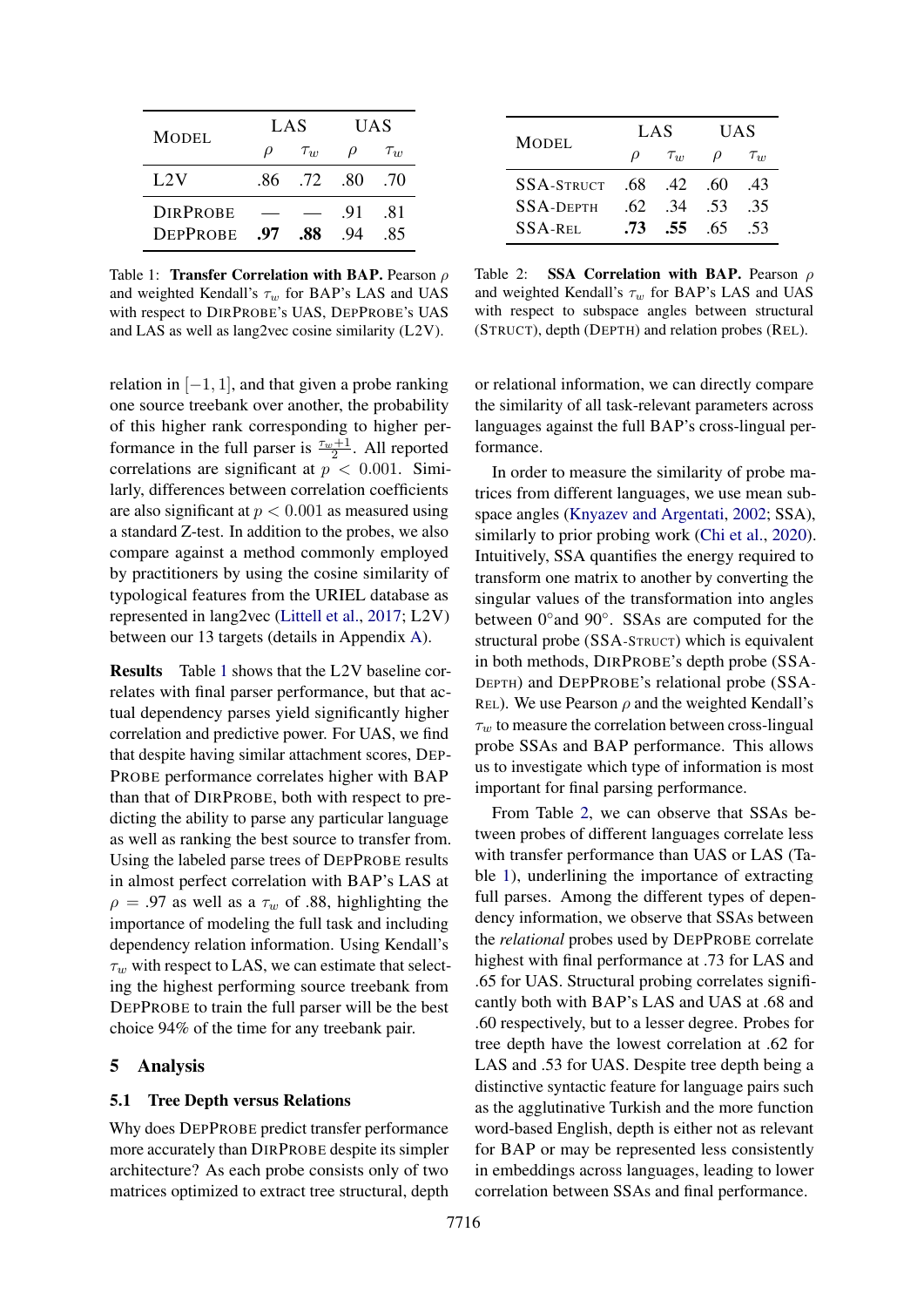| Model | LAS | | UAS | |
|---|---|---|---|---|
| | $\rho$ | $\tau_w$ | $\rho$ | $\tau_w$ |
| L2V | .86 | .72 | .80 | .70 |
| DirProbe | — | — | .91 | .81 |
| DepProbe | **.97** | **.88** | .94 | .85 |

Table 1: **Transfer Correlation with BAP.** Pearson $\rho$ and weighted Kendall's $\tau_w$ for BAP's LAS and UAS with respect to DirProbe's UAS, DepProbe's UAS and LAS as well as lang2vec cosine similarity (L2V).

| Model | LAS | | UAS | |
|---|---|---|---|---|
| | $\rho$ | $\tau_w$ | $\rho$ | $\tau_w$ |
| SSA-Struct | .68 | .42 | .60 | .43 |
| SSA-Depth | .62 | .34 | .53 | .35 |
| SSA-Rel | **.73** | **.55** | .65 | .53 |

Table 2: **SSA Correlation with BAP.** Pearson $\rho$ and weighted Kendall's $\tau_w$ for BAP's LAS and UAS with respect to subspace angles between structural (Struct), depth (Depth) and relation probes (Rel).

relation in $[-1, 1]$, and that given a probe ranking one source treebank over another, the probability of this higher rank corresponding to higher performance in the full parser is $\frac{\tau_w+1}{2}$. All reported correlations are significant at $p < 0.001$. Similarly, differences between correlation coefficients are also significant at $p < 0.001$ as measured using a standard Z-test. In addition to the probes, we also compare against a method commonly employed by practitioners by using the cosine similarity of typological features from the URIEL database as represented in lang2vec (Littell et al., 2017; L2V) between our 13 targets (details in Appendix A).

**Results** Table 1 shows that the L2V baseline correlates with final parser performance, but that actual dependency parses yield significantly higher correlation and predictive power. For UAS, we find that despite having similar attachment scores, DepProbe performance correlates higher with BAP than that of DirProbe, both with respect to predicting the ability to parse any particular language as well as ranking the best source to transfer from. Using the labeled parse trees of DepProbe results in almost perfect correlation with BAP's LAS at $\rho = .97$ as well as a $\tau_w$ of .88, highlighting the importance of modeling the full task and including dependency relation information. Using Kendall's $\tau_w$ with respect to LAS, we can estimate that selecting the highest performing source treebank from DepProbe to train the full parser will be the best choice 94% of the time for any treebank pair.

## 5 Analysis

### 5.1 Tree Depth versus Relations

Why does DepProbe predict transfer performance more accurately than DirProbe despite its simpler architecture? As each probe consists only of two matrices optimized to extract tree structural, depth or relational information, we can directly compare the similarity of all task-relevant parameters across languages against the full BAP's cross-lingual performance.

In order to measure the similarity of probe matrices from different languages, we use mean subspace angles (Knyazev and Argentati, 2002; SSA), similarly to prior probing work (Chi et al., 2020). Intuitively, SSA quantifies the energy required to transform one matrix to another by converting the singular values of the transformation into angles between 0°and 90°. SSAs are computed for the structural probe (SSA-Struct) which is equivalent in both methods, DirProbe's depth probe (SSA-Depth) and DepProbe's relational probe (SSA-Rel). We use Pearson $\rho$ and the weighted Kendall's $\tau_w$ to measure the correlation between cross-lingual probe SSAs and BAP performance. This allows us to investigate which type of information is most important for final parsing performance.

From Table 2, we can observe that SSAs between probes of different languages correlate less with transfer performance than UAS or LAS (Table 1), underlining the importance of extracting full parses. Among the different types of dependency information, we observe that SSAs between the *relational* probes used by DepProbe correlate highest with final performance at .73 for LAS and .65 for UAS. Structural probing correlates significantly both with BAP's LAS and UAS at .68 and .60 respectively, but to a lesser degree. Probes for tree depth have the lowest correlation at .62 for LAS and .53 for UAS. Despite tree depth being a distinctive syntactic feature for language pairs such as the agglutinative Turkish and the more function word-based English, depth is either not as relevant for BAP or may be represented less consistently in embeddings across languages, leading to lower correlation between SSAs and final performance.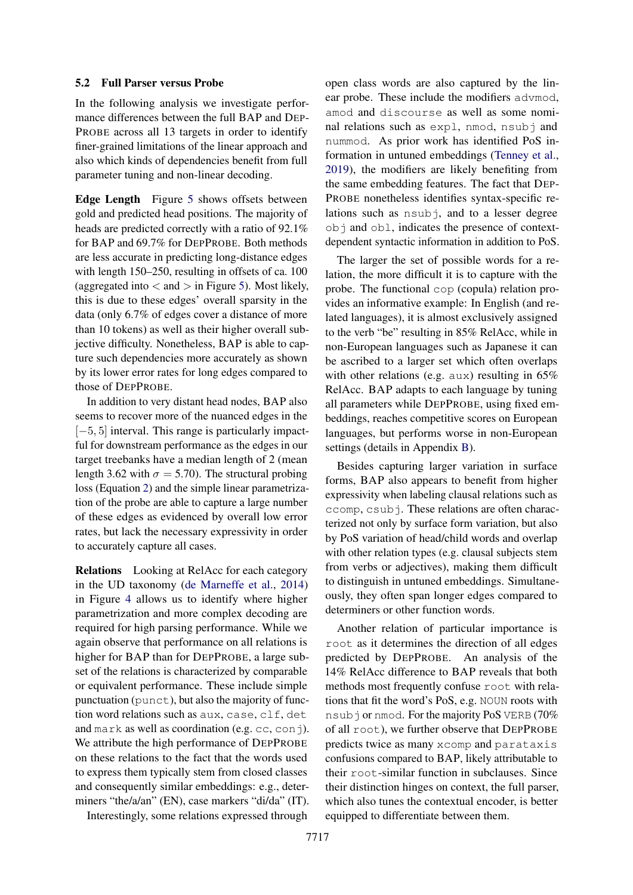### 5.2 Full Parser versus Probe

In the following analysis we investigate performance differences between the full BAP and DepProbe across all 13 targets in order to identify finer-grained limitations of the linear approach and also which kinds of dependencies benefit from full parameter tuning and non-linear decoding.

**Edge Length** Figure 5 shows offsets between gold and predicted head positions. The majority of heads are predicted correctly with a ratio of 92.1% for BAP and 69.7% for DepProbe. Both methods are less accurate in predicting long-distance edges with length 150–250, resulting in offsets of ca. 100 (aggregated into $<$ and $>$ in Figure 5). Most likely, this is due to these edges' overall sparsity in the data (only 6.7% of edges cover a distance of more than 10 tokens) as well as their higher overall subjective difficulty. Nonetheless, BAP is able to capture such dependencies more accurately as shown by its lower error rates for long edges compared to those of DepProbe.

In addition to very distant head nodes, BAP also seems to recover more of the nuanced edges in the $[-5, 5]$ interval. This range is particularly impactful for downstream performance as the edges in our target treebanks have a median length of 2 (mean length 3.62 with $\sigma = 5.70$). The structural probing loss (Equation 2) and the simple linear parametrization of the probe are able to capture a large number of these edges as evidenced by overall low error rates, but lack the necessary expressivity in order to accurately capture all cases.

**Relations** Looking at RelAcc for each category in the UD taxonomy (de Marneffe et al., 2014) in Figure 4 allows us to identify where higher parametrization and more complex decoding are required for high parsing performance. While we again observe that performance on all relations is higher for BAP than for DepProbe, a large subset of the relations is characterized by comparable or equivalent performance. These include simple punctuation (`punct`), but also the majority of function word relations such as `aux`, `case`, `clf`, `det` and `mark` as well as coordination (e.g. `cc`, `conj`). We attribute the high performance of DepProbe on these relations to the fact that the words used to express them typically stem from closed classes and consequently similar embeddings: e.g., determiners "the/a/an" (EN), case markers "di/da" (IT).

Interestingly, some relations expressed through open class words are also captured by the linear probe. These include the modifiers `advmod`, `amod` and `discourse` as well as some nominal relations such as `expl`, `nmod`, `nsubj` and `nummod`. As prior work has identified PoS information in untuned embeddings (Tenney et al., 2019), the modifiers are likely benefiting from the same embedding features. The fact that DepProbe nonetheless identifies syntax-specific relations such as `nsubj`, and to a lesser degree `obj` and `obl`, indicates the presence of context-dependent syntactic information in addition to PoS.

The larger the set of possible words for a relation, the more difficult it is to capture with the probe. The functional `cop` (copula) relation provides an informative example: In English (and related languages), it is almost exclusively assigned to the verb "be" resulting in 85% RelAcc, while in non-European languages such as Japanese it can be ascribed to a larger set which often overlaps with other relations (e.g. `aux`) resulting in 65% RelAcc. BAP adapts to each language by tuning all parameters while DepProbe, using fixed embeddings, reaches competitive scores on European languages, but performs worse in non-European settings (details in Appendix B).

Besides capturing larger variation in surface forms, BAP also appears to benefit from higher expressivity when labeling clausal relations such as `ccomp`, `csubj`. These relations are often characterized not only by surface form variation, but also by PoS variation of head/child words and overlap with other relation types (e.g. clausal subjects stem from verbs or adjectives), making them difficult to distinguish in untuned embeddings. Simultaneously, they often span longer edges compared to determiners or other function words.

Another relation of particular importance is `root` as it determines the direction of all edges predicted by DepProbe. An analysis of the 14% RelAcc difference to BAP reveals that both methods most frequently confuse `root` with relations that fit the word's PoS, e.g. `NOUN` roots with `nsubj` or `nmod`. For the majority PoS `VERB` (70% of all `root`), we further observe that DepProbe predicts twice as many `xcomp` and `parataxis` confusions compared to BAP, likely attributable to their `root`-similar function in subclauses. Since their distinction hinges on context, the full parser, which also tunes the contextual encoder, is better equipped to differentiate between them.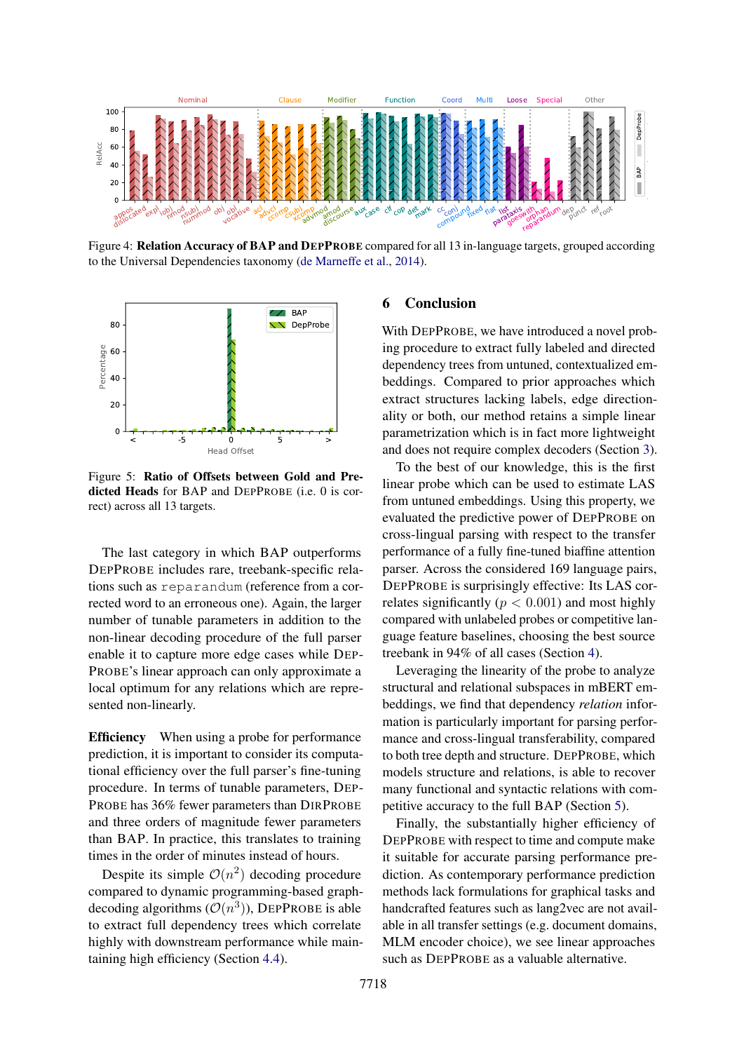Figure 4: **Relation Accuracy of BAP and DepProbe** compared for all 13 in-language targets, grouped according to the Universal Dependencies taxonomy (de Marneffe et al., 2014).

Figure 5: **Ratio of Offsets between Gold and Predicted Heads** for BAP and DepProbe (i.e. 0 is correct) across all 13 targets.

The last category in which BAP outperforms DepProbe includes rare, treebank-specific relations such as `reparandum` (reference from a corrected word to an erroneous one). Again, the larger number of tunable parameters in addition to the non-linear decoding procedure of the full parser enable it to capture more edge cases while DepProbe's linear approach can only approximate a local optimum for any relations which are represented non-linearly.

**Efficiency** When using a probe for performance prediction, it is important to consider its computational efficiency over the full parser's fine-tuning procedure. In terms of tunable parameters, DepProbe has 36% fewer parameters than DirProbe and three orders of magnitude fewer parameters than BAP. In practice, this translates to training times in the order of minutes instead of hours.

Despite its simple $\mathcal{O}(n^2)$ decoding procedure compared to dynamic programming-based graph-decoding algorithms ($\mathcal{O}(n^3)$), DepProbe is able to extract full dependency trees which correlate highly with downstream performance while maintaining high efficiency (Section 4.4).

## 6 Conclusion

With DepProbe, we have introduced a novel probing procedure to extract fully labeled and directed dependency trees from untuned, contextualized embeddings. Compared to prior approaches which extract structures lacking labels, edge directionality or both, our method retains a simple linear parametrization which is in fact more lightweight and does not require complex decoders (Section 3).

To the best of our knowledge, this is the first linear probe which can be used to estimate LAS from untuned embeddings. Using this property, we evaluated the predictive power of DepProbe on cross-lingual parsing with respect to the transfer performance of a fully fine-tuned biaffine attention parser. Across the considered 169 language pairs, DepProbe is surprisingly effective: Its LAS correlates significantly ($p < 0.001$) and most highly compared with unlabeled probes or competitive language feature baselines, choosing the best source treebank in 94% of all cases (Section 4).

Leveraging the linearity of the probe to analyze structural and relational subspaces in mBERT embeddings, we find that dependency *relation* information is particularly important for parsing performance and cross-lingual transferability, compared to both tree depth and structure. DepProbe, which models structure and relations, is able to recover many functional and syntactic relations with competitive accuracy to the full BAP (Section 5).

Finally, the substantially higher efficiency of DepProbe with respect to time and compute make it suitable for accurate parsing performance prediction. As contemporary performance prediction methods lack formulations for graphical tasks and handcrafted features such as lang2vec are not available in all transfer settings (e.g. document domains, MLM encoder choice), we see linear approaches such as DepProbe as a valuable alternative.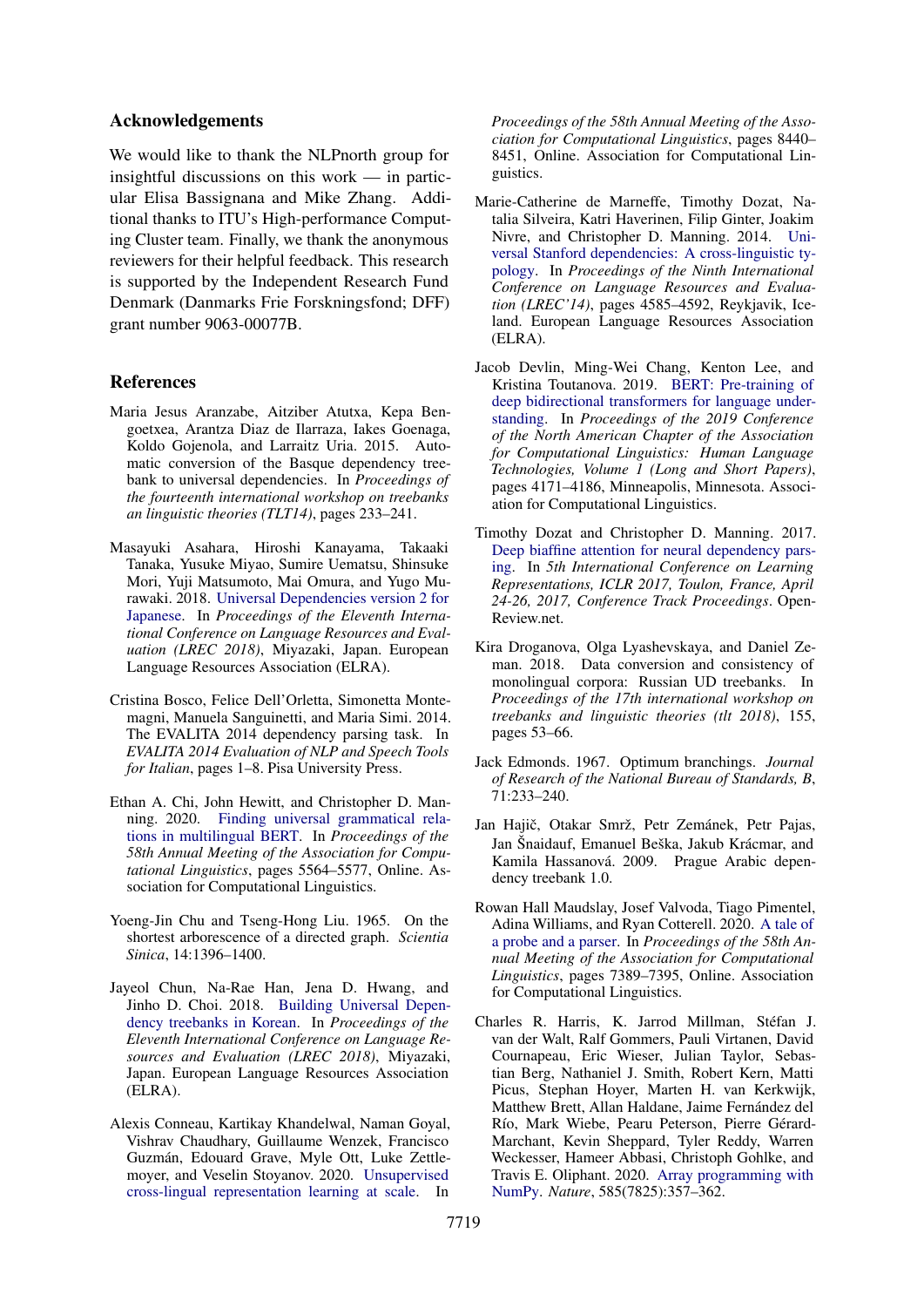## Acknowledgements

We would like to thank the NLPnorth group for insightful discussions on this work — in particular Elisa Bassignana and Mike Zhang. Additional thanks to ITU's High-performance Computing Cluster team. Finally, we thank the anonymous reviewers for their helpful feedback. This research is supported by the Independent Research Fund Denmark (Danmarks Frie Forskningsfond; DFF) grant number 9063-00077B.

## References

Maria Jesus Aranzabe, Aitziber Atutxa, Kepa Bengoetxea, Arantza Diaz de Ilarraza, Iakes Goenaga, Koldo Gojenola, and Larraitz Uria. 2015. Automatic conversion of the Basque dependency treebank to universal dependencies. In *Proceedings of the fourteenth international workshop on treebanks an linguistic theories (TLT14)*, pages 233–241.

Masayuki Asahara, Hiroshi Kanayama, Takaaki Tanaka, Yusuke Miyao, Sumire Uematsu, Shinsuke Mori, Yuji Matsumoto, Mai Omura, and Yugo Murawaki. 2018. Universal Dependencies version 2 for Japanese. In *Proceedings of the Eleventh International Conference on Language Resources and Evaluation (LREC 2018)*, Miyazaki, Japan. European Language Resources Association (ELRA).

Cristina Bosco, Felice Dell'Orletta, Simonetta Montemagni, Manuela Sanguinetti, and Maria Simi. 2014. The EVALITA 2014 dependency parsing task. In *EVALITA 2014 Evaluation of NLP and Speech Tools for Italian*, pages 1–8. Pisa University Press.

Ethan A. Chi, John Hewitt, and Christopher D. Manning. 2020. Finding universal grammatical relations in multilingual BERT. In *Proceedings of the 58th Annual Meeting of the Association for Computational Linguistics*, pages 5564–5577, Online. Association for Computational Linguistics.

Yoeng-Jin Chu and Tseng-Hong Liu. 1965. On the shortest arborescence of a directed graph. *Scientia Sinica*, 14:1396–1400.

Jayeol Chun, Na-Rae Han, Jena D. Hwang, and Jinho D. Choi. 2018. Building Universal Dependency treebanks in Korean. In *Proceedings of the Eleventh International Conference on Language Resources and Evaluation (LREC 2018)*, Miyazaki, Japan. European Language Resources Association (ELRA).

Alexis Conneau, Kartikay Khandelwal, Naman Goyal, Vishrav Chaudhary, Guillaume Wenzek, Francisco Guzmán, Edouard Grave, Myle Ott, Luke Zettlemoyer, and Veselin Stoyanov. 2020. Unsupervised cross-lingual representation learning at scale. In *Proceedings of the 58th Annual Meeting of the Association for Computational Linguistics*, pages 8440–8451, Online. Association for Computational Linguistics.

Marie-Catherine de Marneffe, Timothy Dozat, Natalia Silveira, Katri Haverinen, Filip Ginter, Joakim Nivre, and Christopher D. Manning. 2014. Universal Stanford dependencies: A cross-linguistic typology. In *Proceedings of the Ninth International Conference on Language Resources and Evaluation (LREC'14)*, pages 4585–4592, Reykjavik, Iceland. European Language Resources Association (ELRA).

Jacob Devlin, Ming-Wei Chang, Kenton Lee, and Kristina Toutanova. 2019. BERT: Pre-training of deep bidirectional transformers for language understanding. In *Proceedings of the 2019 Conference of the North American Chapter of the Association for Computational Linguistics: Human Language Technologies, Volume 1 (Long and Short Papers)*, pages 4171–4186, Minneapolis, Minnesota. Association for Computational Linguistics.

Timothy Dozat and Christopher D. Manning. 2017. Deep biaffine attention for neural dependency parsing. In *5th International Conference on Learning Representations, ICLR 2017, Toulon, France, April 24-26, 2017, Conference Track Proceedings*. OpenReview.net.

Kira Droganova, Olga Lyashevskaya, and Daniel Zeman. 2018. Data conversion and consistency of monolingual corpora: Russian UD treebanks. In *Proceedings of the 17th international workshop on treebanks and linguistic theories (tlt 2018)*, 155, pages 53–66.

Jack Edmonds. 1967. Optimum branchings. *Journal of Research of the National Bureau of Standards, B*, 71:233–240.

Jan Hajič, Otakar Smrž, Petr Zemánek, Petr Pajas, Jan Šnaidauf, Emanuel Beška, Jakub Krácmar, and Kamila Hassanová. 2009. Prague Arabic dependency treebank 1.0.

Rowan Hall Maudslay, Josef Valvoda, Tiago Pimentel, Adina Williams, and Ryan Cotterell. 2020. A tale of a probe and a parser. In *Proceedings of the 58th Annual Meeting of the Association for Computational Linguistics*, pages 7389–7395, Online. Association for Computational Linguistics.

Charles R. Harris, K. Jarrod Millman, Stéfan J. van der Walt, Ralf Gommers, Pauli Virtanen, David Cournapeau, Eric Wieser, Julian Taylor, Sebastian Berg, Nathaniel J. Smith, Robert Kern, Matti Picus, Stephan Hoyer, Marten H. van Kerkwijk, Matthew Brett, Allan Haldane, Jaime Fernández del Río, Mark Wiebe, Pearu Peterson, Pierre Gérard-Marchant, Kevin Sheppard, Tyler Reddy, Warren Weckesser, Hameer Abbasi, Christoph Gohlke, and Travis E. Oliphant. 2020. Array programming with NumPy. *Nature*, 585(7825):357–362.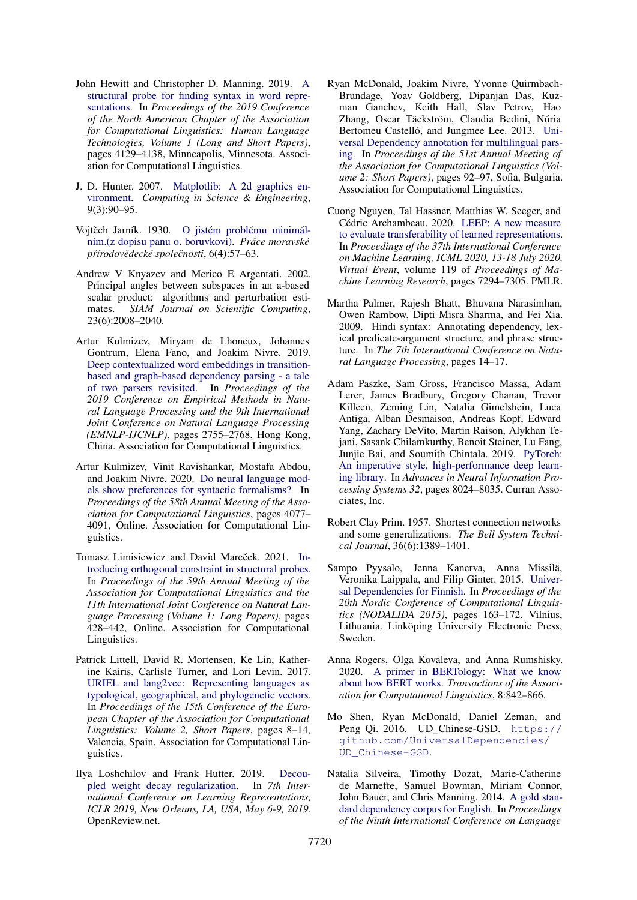John Hewitt and Christopher D. Manning. 2019. A structural probe for finding syntax in word representations. In *Proceedings of the 2019 Conference of the North American Chapter of the Association for Computational Linguistics: Human Language Technologies, Volume 1 (Long and Short Papers)*, pages 4129–4138, Minneapolis, Minnesota. Association for Computational Linguistics.

J. D. Hunter. 2007. Matplotlib: A 2d graphics environment. *Computing in Science & Engineering*, 9(3):90–95.

Vojtěch Jarník. 1930. O jistém problému minimálním.(z dopisu panu o. boruvkovi). *Práce moravské přírodovědecké společnosti*, 6(4):57–63.

Andrew V Knyazev and Merico E Argentati. 2002. Principal angles between subspaces in an a-based scalar product: algorithms and perturbation estimates. *SIAM Journal on Scientific Computing*, 23(6):2008–2040.

Artur Kulmizev, Miryam de Lhoneux, Johannes Gontrum, Elena Fano, and Joakim Nivre. 2019. Deep contextualized word embeddings in transition-based and graph-based dependency parsing - a tale of two parsers revisited. In *Proceedings of the 2019 Conference on Empirical Methods in Natural Language Processing and the 9th International Joint Conference on Natural Language Processing (EMNLP-IJCNLP)*, pages 2755–2768, Hong Kong, China. Association for Computational Linguistics.

Artur Kulmizev, Vinit Ravishankar, Mostafa Abdou, and Joakim Nivre. 2020. Do neural language models show preferences for syntactic formalisms? In *Proceedings of the 58th Annual Meeting of the Association for Computational Linguistics*, pages 4077–4091, Online. Association for Computational Linguistics.

Tomasz Limisiewicz and David Mareček. 2021. Introducing orthogonal constraint in structural probes. In *Proceedings of the 59th Annual Meeting of the Association for Computational Linguistics and the 11th International Joint Conference on Natural Language Processing (Volume 1: Long Papers)*, pages 428–442, Online. Association for Computational Linguistics.

Patrick Littell, David R. Mortensen, Ke Lin, Katherine Kairis, Carlisle Turner, and Lori Levin. 2017. URIEL and lang2vec: Representing languages as typological, geographical, and phylogenetic vectors. In *Proceedings of the 15th Conference of the European Chapter of the Association for Computational Linguistics: Volume 2, Short Papers*, pages 8–14, Valencia, Spain. Association for Computational Linguistics.

Ilya Loshchilov and Frank Hutter. 2019. Decoupled weight decay regularization. In *7th International Conference on Learning Representations, ICLR 2019, New Orleans, LA, USA, May 6-9, 2019*. OpenReview.net.

Ryan McDonald, Joakim Nivre, Yvonne Quirmbach-Brundage, Yoav Goldberg, Dipanjan Das, Kuzman Ganchev, Keith Hall, Slav Petrov, Hao Zhang, Oscar Täckström, Claudia Bedini, Núria Bertomeu Castelló, and Jungmee Lee. 2013. Universal Dependency annotation for multilingual parsing. In *Proceedings of the 51st Annual Meeting of the Association for Computational Linguistics (Volume 2: Short Papers)*, pages 92–97, Sofia, Bulgaria. Association for Computational Linguistics.

Cuong Nguyen, Tal Hassner, Matthias W. Seeger, and Cédric Archambeau. 2020. LEEP: A new measure to evaluate transferability of learned representations. In *Proceedings of the 37th International Conference on Machine Learning, ICML 2020, 13-18 July 2020, Virtual Event*, volume 119 of *Proceedings of Machine Learning Research*, pages 7294–7305. PMLR.

Martha Palmer, Rajesh Bhatt, Bhuvana Narasimhan, Owen Rambow, Dipti Misra Sharma, and Fei Xia. 2009. Hindi syntax: Annotating dependency, lexical predicate-argument structure, and phrase structure. In *The 7th International Conference on Natural Language Processing*, pages 14–17.

Adam Paszke, Sam Gross, Francisco Massa, Adam Lerer, James Bradbury, Gregory Chanan, Trevor Killeen, Zeming Lin, Natalia Gimelshein, Luca Antiga, Alban Desmaison, Andreas Kopf, Edward Yang, Zachary DeVito, Martin Raison, Alykhan Tejani, Sasank Chilamkurthy, Benoit Steiner, Lu Fang, Junjie Bai, and Soumith Chintala. 2019. PyTorch: An imperative style, high-performance deep learning library. In *Advances in Neural Information Processing Systems 32*, pages 8024–8035. Curran Associates, Inc.

Robert Clay Prim. 1957. Shortest connection networks and some generalizations. *The Bell System Technical Journal*, 36(6):1389–1401.

Sampo Pyysalo, Jenna Kanerva, Anna Missilä, Veronika Laippala, and Filip Ginter. 2015. Universal Dependencies for Finnish. In *Proceedings of the 20th Nordic Conference of Computational Linguistics (NODALIDA 2015)*, pages 163–172, Vilnius, Lithuania. Linköping University Electronic Press, Sweden.

Anna Rogers, Olga Kovaleva, and Anna Rumshisky. 2020. A primer in BERTology: What we know about how BERT works. *Transactions of the Association for Computational Linguistics*, 8:842–866.

Mo Shen, Ryan McDonald, Daniel Zeman, and Peng Qi. 2016. UD_Chinese-GSD. `https://github.com/UniversalDependencies/UD_Chinese-GSD`.

Natalia Silveira, Timothy Dozat, Marie-Catherine de Marneffe, Samuel Bowman, Miriam Connor, John Bauer, and Chris Manning. 2014. A gold standard dependency corpus for English. In *Proceedings of the Ninth International Conference on Language*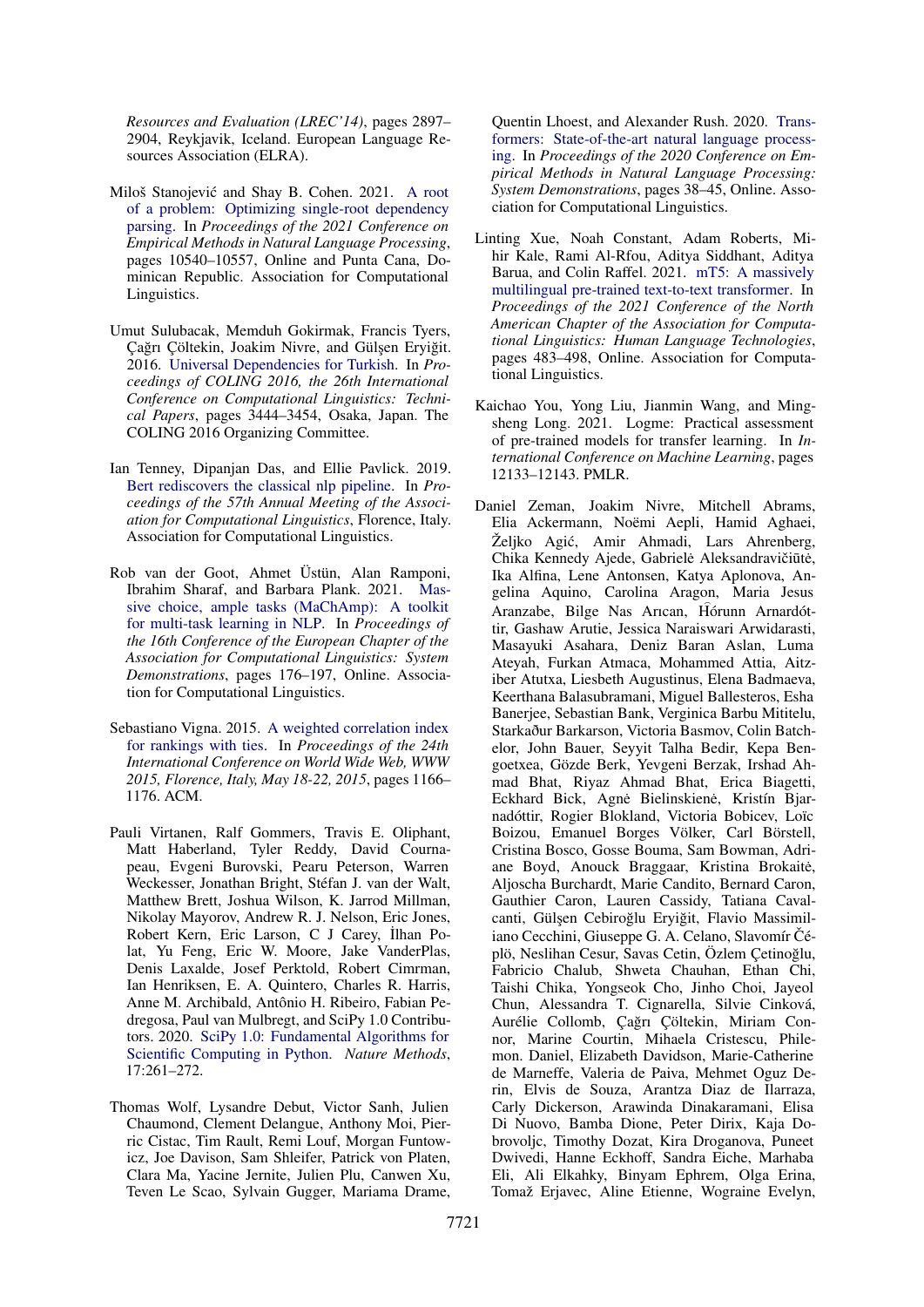*Resources and Evaluation (LREC'14)*, pages 2897–2904, Reykjavik, Iceland. European Language Resources Association (ELRA).

Miloš Stanojević and Shay B. Cohen. 2021. A root of a problem: Optimizing single-root dependency parsing. In *Proceedings of the 2021 Conference on Empirical Methods in Natural Language Processing*, pages 10540–10557, Online and Punta Cana, Dominican Republic. Association for Computational Linguistics.

Umut Sulubacak, Memduh Gokirmak, Francis Tyers, Çağrı Çöltekin, Joakim Nivre, and Gülşen Eryiğit. 2016. Universal Dependencies for Turkish. In *Proceedings of COLING 2016, the 26th International Conference on Computational Linguistics: Technical Papers*, pages 3444–3454, Osaka, Japan. The COLING 2016 Organizing Committee.

Ian Tenney, Dipanjan Das, and Ellie Pavlick. 2019. Bert rediscovers the classical nlp pipeline. In *Proceedings of the 57th Annual Meeting of the Association for Computational Linguistics*, Florence, Italy. Association for Computational Linguistics.

Rob van der Goot, Ahmet Üstün, Alan Ramponi, Ibrahim Sharaf, and Barbara Plank. 2021. Massive choice, ample tasks (MaChAmp): A toolkit for multi-task learning in NLP. In *Proceedings of the 16th Conference of the European Chapter of the Association for Computational Linguistics: System Demonstrations*, pages 176–197, Online. Association for Computational Linguistics.

Sebastiano Vigna. 2015. A weighted correlation index for rankings with ties. In *Proceedings of the 24th International Conference on World Wide Web, WWW 2015, Florence, Italy, May 18-22, 2015*, pages 1166–1176. ACM.

Pauli Virtanen, Ralf Gommers, Travis E. Oliphant, Matt Haberland, Tyler Reddy, David Cournapeau, Evgeni Burovski, Pearu Peterson, Warren Weckesser, Jonathan Bright, Stéfan J. van der Walt, Matthew Brett, Joshua Wilson, K. Jarrod Millman, Nikolay Mayorov, Andrew R. J. Nelson, Eric Jones, Robert Kern, Eric Larson, C J Carey, İlhan Polat, Yu Feng, Eric W. Moore, Jake VanderPlas, Denis Laxalde, Josef Perktold, Robert Cimrman, Ian Henriksen, E. A. Quintero, Charles R. Harris, Anne M. Archibald, Antônio H. Ribeiro, Fabian Pedregosa, Paul van Mulbregt, and SciPy 1.0 Contributors. 2020. SciPy 1.0: Fundamental Algorithms for Scientific Computing in Python. *Nature Methods*, 17:261–272.

Thomas Wolf, Lysandre Debut, Victor Sanh, Julien Chaumond, Clement Delangue, Anthony Moi, Pierric Cistac, Tim Rault, Remi Louf, Morgan Funtowicz, Joe Davison, Sam Shleifer, Patrick von Platen, Clara Ma, Yacine Jernite, Julien Plu, Canwen Xu, Teven Le Scao, Sylvain Gugger, Mariama Drame, Quentin Lhoest, and Alexander Rush. 2020. Transformers: State-of-the-art natural language processing. In *Proceedings of the 2020 Conference on Empirical Methods in Natural Language Processing: System Demonstrations*, pages 38–45, Online. Association for Computational Linguistics.

Linting Xue, Noah Constant, Adam Roberts, Mihir Kale, Rami Al-Rfou, Aditya Siddhant, Aditya Barua, and Colin Raffel. 2021. mT5: A massively multilingual pre-trained text-to-text transformer. In *Proceedings of the 2021 Conference of the North American Chapter of the Association for Computational Linguistics: Human Language Technologies*, pages 483–498, Online. Association for Computational Linguistics.

Kaichao You, Yong Liu, Jianmin Wang, and Mingsheng Long. 2021. Logme: Practical assessment of pre-trained models for transfer learning. In *International Conference on Machine Learning*, pages 12133–12143. PMLR.

Daniel Zeman, Joakim Nivre, Mitchell Abrams, Elia Ackermann, Noëmi Aepli, Hamid Aghaei, Željko Agić, Amir Ahmadi, Lars Ahrenberg, Chika Kennedy Ajede, Gabrielė Aleksandravičiūtė, Ika Alfina, Lene Antonsen, Katya Aplonova, Angelina Aquino, Carolina Aragon, Maria Jesus Aranzabe, Bilge Nas Arıcan, Hórunn Arnardóttir, Gashaw Arutie, Jessica Naraiswari Arwidarasti, Masayuki Asahara, Deniz Baran Aslan, Luma Ateyah, Furkan Atmaca, Mohammed Attia, Aitziber Atutxa, Liesbeth Augustinus, Elena Badmaeva, Keerthana Balasubramani, Miguel Ballesteros, Esha Banerjee, Sebastian Bank, Verginica Barbu Mititelu, Starkaður Barkarson, Victoria Basmov, Colin Batchelor, John Bauer, Seyyit Talha Bedir, Kepa Bengoetxea, Gözde Berk, Yevgeni Berzak, Irshad Ahmad Bhat, Riyaz Ahmad Bhat, Erica Biagetti, Eckhard Bick, Agnė Bielinskienė, Kristín Bjarnadóttir, Rogier Blokland, Victoria Bobicev, Loïc Boizou, Emanuel Borges Völker, Carl Börstell, Cristina Bosco, Gosse Bouma, Sam Bowman, Adriane Boyd, Anouck Braggaar, Kristina Brokaitė, Aljoscha Burchardt, Marie Candito, Bernard Caron, Gauthier Caron, Lauren Cassidy, Tatiana Cavalcanti, Gülşen Cebiroğlu Eryiğit, Flavio Massimiliano Cecchini, Giuseppe G. A. Celano, Slavomír Čéplö, Neslihan Cesur, Savas Cetin, Özlem Çetinoğlu, Fabricio Chalub, Shweta Chauhan, Ethan Chi, Taishi Chika, Yongseok Cho, Jinho Choi, Jayeol Chun, Alessandra T. Cignarella, Silvie Cinková, Aurélie Collomb, Çağrı Çöltekin, Miriam Connor, Marine Courtin, Mihaela Cristescu, Philemon. Daniel, Elizabeth Davidson, Marie-Catherine de Marneffe, Valeria de Paiva, Mehmet Oguz Derin, Elvis de Souza, Arantza Diaz de Ilarraza, Carly Dickerson, Arawinda Dinakaramani, Elisa Di Nuovo, Bamba Dione, Peter Dirix, Kaja Dobrovoljc, Timothy Dozat, Kira Droganova, Puneet Dwivedi, Hanne Eckhoff, Sandra Eiche, Marhaba Eli, Ali Elkahky, Binyam Ephrem, Olga Erina, Tomaž Erjavec, Aline Etienne, Wograine Evelyn,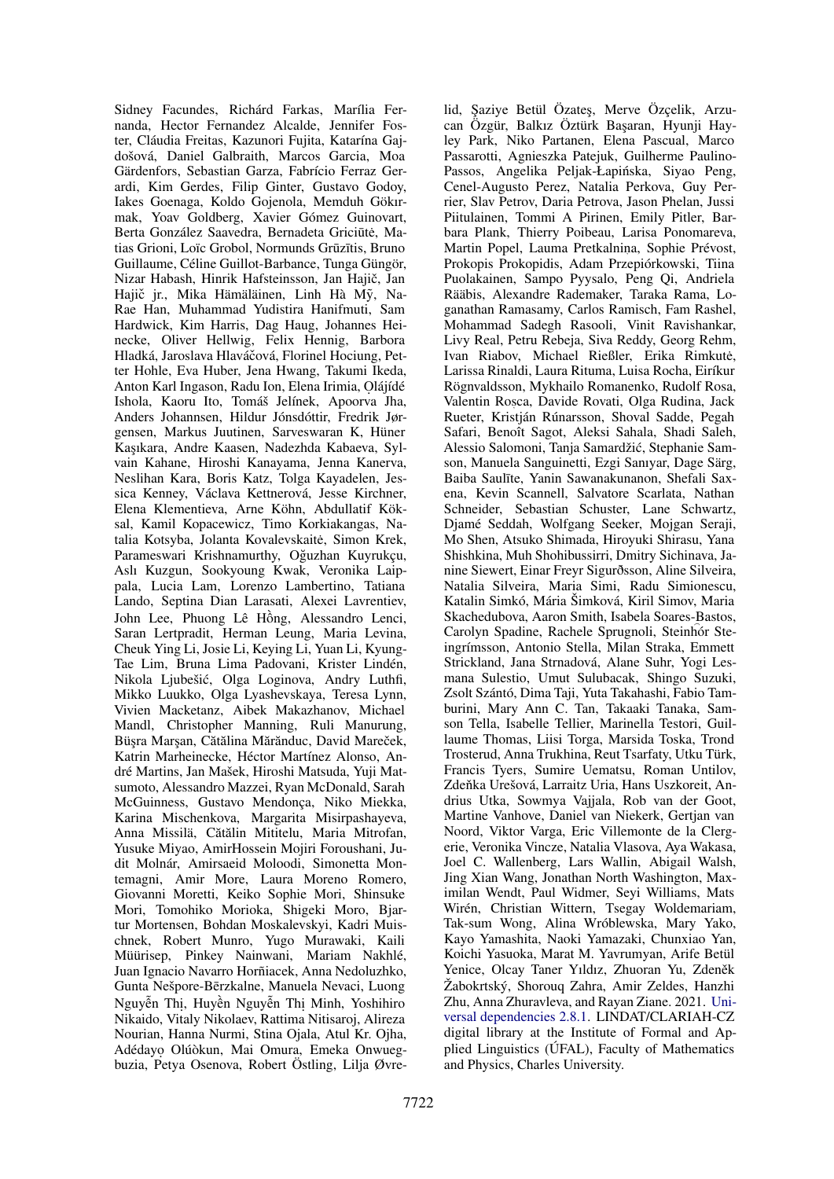Sidney Facundes, Richárd Farkas, Marília Fernanda, Hector Fernandez Alcalde, Jennifer Foster, Cláudia Freitas, Kazunori Fujita, Katarína Gajdošová, Daniel Galbraith, Marcos Garcia, Moa Gärdenfors, Sebastian Garza, Fabrício Ferraz Gerardi, Kim Gerdes, Filip Ginter, Gustavo Godoy, Iakes Goenaga, Koldo Gojenola, Memduh Gökırmak, Yoav Goldberg, Xavier Gómez Guinovart, Berta González Saavedra, Bernadeta Griciūtė, Matias Grioni, Loïc Grobol, Normunds Grūzītis, Bruno Guillaume, Céline Guillot-Barbance, Tunga Güngör, Nizar Habash, Hinrik Hafsteinsson, Jan Hajič, Jan Hajič jr., Mika Hämäläinen, Linh Hà Mỹ, Na-Rae Han, Muhammad Yudistira Hanifmuti, Sam Hardwick, Kim Harris, Dag Haug, Johannes Heinecke, Oliver Hellwig, Felix Hennig, Barbora Hladká, Jaroslava Hlaváčová, Florinel Hociung, Petter Hohle, Eva Huber, Jena Hwang, Takumi Ikeda, Anton Karl Ingason, Radu Ion, Elena Irimia, Ọlájídé Ishola, Kaoru Ito, Tomáš Jelínek, Apoorva Jha, Anders Johannsen, Hildur Jónsdóttir, Fredrik Jørgensen, Markus Juutinen, Sarveswaran K, Hüner Kaşıkara, Andre Kaasen, Nadezhda Kabaeva, Sylvain Kahane, Hiroshi Kanayama, Jenna Kanerva, Neslihan Kara, Boris Katz, Tolga Kayadelen, Jessica Kenney, Václava Kettnerová, Jesse Kirchner, Elena Klementieva, Arne Köhn, Abdullatif Köksal, Kamil Kopacewicz, Timo Korkiakangas, Natalia Kotsyba, Jolanta Kovalevskaitė, Simon Krek, Parameswari Krishnamurthy, Oğuzhan Kuyrukçu, Aslı Kuzgun, Sookyoung Kwak, Veronika Laippala, Lucia Lam, Lorenzo Lambertino, Tatiana Lando, Septina Dian Larasati, Alexei Lavrentiev, John Lee, Phuong Lê Hồng, Alessandro Lenci, Saran Lertpradit, Herman Leung, Maria Levina, Cheuk Ying Li, Josie Li, Keying Li, Yuan Li, KyungTae Lim, Bruna Lima Padovani, Krister Lindén, Nikola Ljubešić, Olga Loginova, Andry Luthfi, Mikko Luukko, Olga Lyashevskaya, Teresa Lynn, Vivien Macketanz, Aibek Makazhanov, Michael Mandl, Christopher Manning, Ruli Manurung, Büşra Marşan, Cătălina Mărănduc, David Mareček, Katrin Marheinecke, Héctor Martínez Alonso, André Martins, Jan Mašek, Hiroshi Matsuda, Yuji Matsumoto, Alessandro Mazzei, Ryan McDonald, Sarah McGuinness, Gustavo Mendonça, Niko Miekka, Karina Mischenkova, Margarita Misirpashayeva, Anna Missilä, Cătălin Mititelu, Maria Mitrofan, Yusuke Miyao, AmirHossein Mojiri Foroushani, Judit Molnár, Amirsaeid Moloodi, Simonetta Montemagni, Amir More, Laura Moreno Romero, Giovanni Moretti, Keiko Sophie Mori, Shinsuke Mori, Tomohiko Morioka, Shigeki Moro, Bjartur Mortensen, Bohdan Moskalevskyi, Kadri Muischnek, Robert Munro, Yugo Murawaki, Kaili Müürisep, Pinkey Nainwani, Mariam Nakhlé, Juan Ignacio Navarro Horñiacek, Anna Nedoluzhko, Gunta Nešpore-Bērzkalne, Manuela Nevaci, Luong Nguyễn Thị, Huyền Nguyễn Thị Minh, Yoshihiro Nikaido, Vitaly Nikolaev, Rattima Nitisaroj, Alireza Nourian, Hanna Nurmi, Stina Ojala, Atul Kr. Ojha, Adédayọ Olúòkun, Mai Omura, Emeka Onwuegbuzia, Petya Osenova, Robert Östling, Lilja Øvrelid, Şaziye Betül Özateş, Merve Özçelik, Arzucan Özgür, Balkız Öztürk Başaran, Hyunji Hayley Park, Niko Partanen, Elena Pascual, Marco Passarotti, Agnieszka Patejuk, Guilherme Paulino-Passos, Angelika Peljak-Łapińska, Siyao Peng, Cenel-Augusto Perez, Natalia Perkova, Guy Perrier, Slav Petrov, Daria Petrova, Jason Phelan, Jussi Piitulainen, Tommi A Pirinen, Emily Pitler, Barbara Plank, Thierry Poibeau, Larisa Ponomareva, Martin Popel, Lauma Pretkalnina, Sophie Prévost, Prokopis Prokopidis, Adam Przepiórkowski, Tiina Puolakainen, Sampo Pyysalo, Peng Qi, Andriela Rääbis, Alexandre Rademaker, Taraka Rama, Loganathan Ramasamy, Carlos Ramisch, Fam Rashel, Mohammad Sadegh Rasooli, Vinit Ravishankar, Livy Real, Petru Rebeja, Siva Reddy, Georg Rehm, Ivan Riabov, Michael Rießler, Erika Rimkutė, Larissa Rinaldi, Laura Rituma, Luisa Rocha, Eiríkur Rögnvaldsson, Mykhailo Romanenko, Rudolf Rosa, Valentin Roșca, Davide Rovati, Olga Rudina, Jack Rueter, Kristján Rúnarsson, Shoval Sadde, Pegah Safari, Benoît Sagot, Aleksi Sahala, Shadi Saleh, Alessio Salomoni, Tanja Samardžić, Stephanie Samson, Manuela Sanguinetti, Ezgi Sanıyar, Dage Särg, Baiba Saulīte, Yanin Sawanakunanon, Shefali Saxena, Kevin Scannell, Salvatore Scarlata, Nathan Schneider, Sebastian Schuster, Lane Schwartz, Djamé Seddah, Wolfgang Seeker, Mojgan Seraji, Mo Shen, Atsuko Shimada, Hiroyuki Shirasu, Yana Shishkina, Muh Shohibussirri, Dmitry Sichinava, Janine Siewert, Einar Freyr Sigurðsson, Aline Silveira, Natalia Silveira, Maria Simi, Radu Simionescu, Katalin Simkó, Mária Šimková, Kiril Simov, Maria Skachedubova, Aaron Smith, Isabela Soares-Bastos, Carolyn Spadine, Rachele Sprugnoli, Steinþór Steingrímsson, Antonio Stella, Milan Straka, Emmett Strickland, Jana Strnadová, Alane Suhr, Yogi Lesmana Sulestio, Umut Sulubacak, Shingo Suzuki, Zsolt Szántó, Dima Taji, Yuta Takahashi, Fabio Tamburini, Mary Ann C. Tan, Takaaki Tanaka, Samson Tella, Isabelle Tellier, Marinella Testori, Guillaume Thomas, Liisi Torga, Marsida Toska, Trond Trosterud, Anna Trukhina, Reut Tsarfaty, Utku Türk, Francis Tyers, Sumire Uematsu, Roman Untilov, Zdeňka Urešová, Larraitz Uria, Hans Uszkoreit, Andrius Utka, Sowmya Vajjala, Rob van der Goot, Martine Vanhove, Daniel van Niekerk, Gertjan van Noord, Viktor Varga, Eric Villemonte de la Clergerie, Veronika Vincze, Natalia Vlasova, Aya Wakasa, Joel C. Wallenberg, Lars Wallin, Abigail Walsh, Jing Xian Wang, Jonathan North Washington, Maximilan Wendt, Paul Widmer, Seyi Williams, Mats Wirén, Christian Wittern, Tsegay Woldemariam, Tak-sum Wong, Alina Wróblewska, Mary Yako, Kayo Yamashita, Naoki Yamazaki, Chunxiao Yan, Koichi Yasuoka, Marat M. Yavrumyan, Arife Betül Yenice, Olcay Taner Yıldız, Zhuoran Yu, Zdeněk Žabokrtský, Shorouq Zahra, Amir Zeldes, Hanzhi Zhu, Anna Zhuravleva, and Rayan Ziane. 2021. Universal dependencies 2.8.1. LINDAT/CLARIAH-CZ digital library at the Institute of Formal and Applied Linguistics (ÚFAL), Faculty of Mathematics and Physics, Charles University.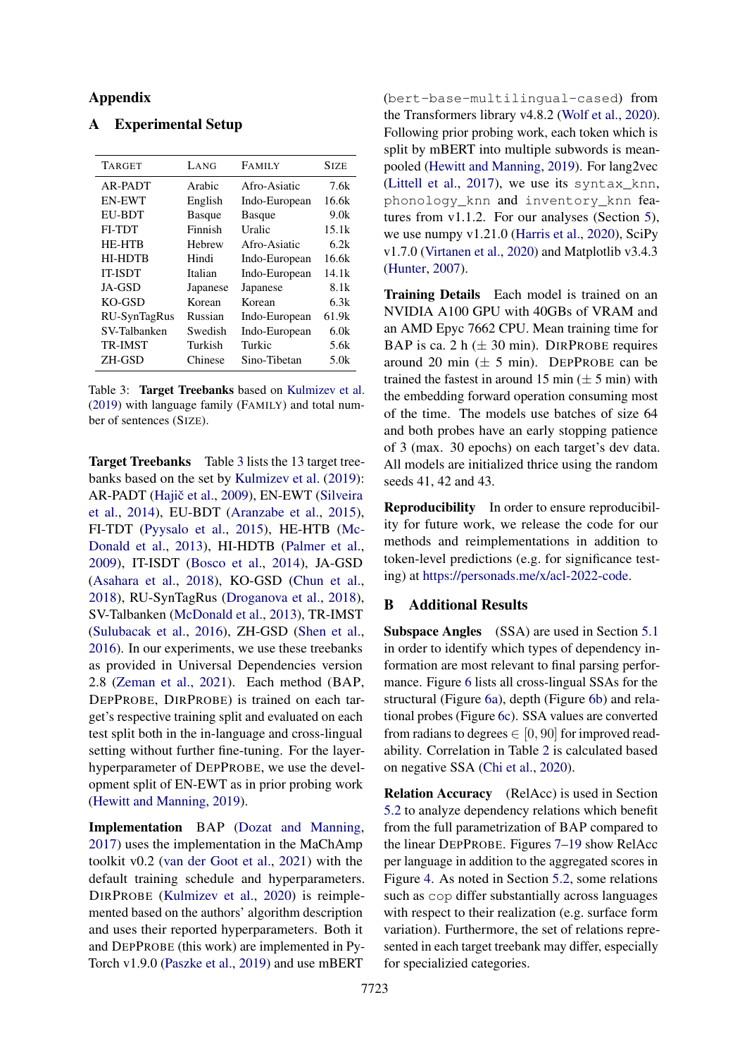# Appendix

## A Experimental Setup

| Target | Lang | Family | Size |
|---|---|---|---|
| AR-PADT | Arabic | Afro-Asiatic | 7.6k |
| EN-EWT | English | Indo-European | 16.6k |
| EU-BDT | Basque | Basque | 9.0k |
| FI-TDT | Finnish | Uralic | 15.1k |
| HE-HTB | Hebrew | Afro-Asiatic | 6.2k |
| HI-HDTB | Hindi | Indo-European | 16.6k |
| IT-ISDT | Italian | Indo-European | 14.1k |
| JA-GSD | Japanese | Japanese | 8.1k |
| KO-GSD | Korean | Korean | 6.3k |
| RU-SynTagRus | Russian | Indo-European | 61.9k |
| SV-Talbanken | Swedish | Indo-European | 6.0k |
| TR-IMST | Turkish | Turkic | 5.6k |
| ZH-GSD | Chinese | Sino-Tibetan | 5.0k |

Table 3: **Target Treebanks** based on Kulmizev et al. (2019) with language family (FAMILY) and total number of sentences (SIZE).

**Target Treebanks** Table 3 lists the 13 target treebanks based on the set by Kulmizev et al. (2019): AR-PADT (Hajič et al., 2009), EN-EWT (Silveira et al., 2014), EU-BDT (Aranzabe et al., 2015), FI-TDT (Pyysalo et al., 2015), HE-HTB (McDonald et al., 2013), HI-HDTB (Palmer et al., 2009), IT-ISDT (Bosco et al., 2014), JA-GSD (Asahara et al., 2018), KO-GSD (Chun et al., 2018), RU-SynTagRus (Droganova et al., 2018), SV-Talbanken (McDonald et al., 2013), TR-IMST (Sulubacak et al., 2016), ZH-GSD (Shen et al., 2016). In our experiments, we use these treebanks as provided in Universal Dependencies version 2.8 (Zeman et al., 2021). Each method (BAP, DEPPROBE, DIRPROBE) is trained on each target's respective training split and evaluated on each test split both in the in-language and cross-lingual setting without further fine-tuning. For the layer-hyperparameter of DEPPROBE, we use the development split of EN-EWT as in prior probing work (Hewitt and Manning, 2019).

**Implementation** BAP (Dozat and Manning, 2017) uses the implementation in the MaChAmp toolkit v0.2 (van der Goot et al., 2021) with the default training schedule and hyperparameters. DIRPROBE (Kulmizev et al., 2020) is reimplemented based on the authors' algorithm description and uses their reported hyperparameters. Both it and DEPPROBE (this work) are implemented in PyTorch v1.9.0 (Paszke et al., 2019) and use mBERT (`bert-base-multilingual-cased`) from the Transformers library v4.8.2 (Wolf et al., 2020). Following prior probing work, each token which is split by mBERT into multiple subwords is mean-pooled (Hewitt and Manning, 2019). For lang2vec (Littell et al., 2017), we use its `syntax_knn`, `phonology_knn` and `inventory_knn` features from v1.1.2. For our analyses (Section 5), we use numpy v1.21.0 (Harris et al., 2020), SciPy v1.7.0 (Virtanen et al., 2020) and Matplotlib v3.4.3 (Hunter, 2007).

**Training Details** Each model is trained on an NVIDIA A100 GPU with 40GBs of VRAM and an AMD Epyc 7662 CPU. Mean training time for BAP is ca. 2 h (± 30 min). DIRPROBE requires around 20 min (± 5 min). DEPPROBE can be trained the fastest in around 15 min (± 5 min) with the embedding forward operation consuming most of the time. The models use batches of size 64 and both probes have an early stopping patience of 3 (max. 30 epochs) on each target's dev data. All models are initialized thrice using the random seeds 41, 42 and 43.

**Reproducibility** In order to ensure reproducibility for future work, we release the code for our methods and reimplementations in addition to token-level predictions (e.g. for significance testing) at https://personads.me/x/acl-2022-code.

## B Additional Results

**Subspace Angles** (SSA) are used in Section 5.1 in order to identify which types of dependency information are most relevant to final parsing performance. Figure 6 lists all cross-lingual SSAs for the structural (Figure 6a), depth (Figure 6b) and relational probes (Figure 6c). SSA values are converted from radians to degrees $\in [0, 90]$ for improved readability. Correlation in Table 2 is calculated based on negative SSA (Chi et al., 2020).

**Relation Accuracy** (RelAcc) is used in Section 5.2 to analyze dependency relations which benefit from the full parametrization of BAP compared to the linear DEPPROBE. Figures 7–19 show RelAcc per language in addition to the aggregated scores in Figure 4. As noted in Section 5.2, some relations such as `cop` differ substantially across languages with respect to their realization (e.g. surface form variation). Furthermore, the set of relations represented in each target treebank may differ, especially for specializied categories.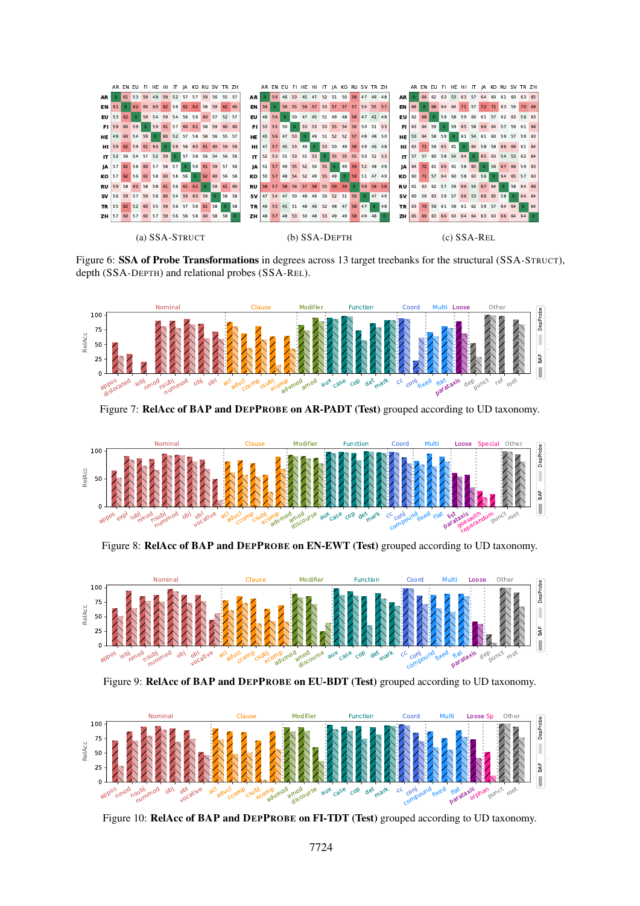Figure 6: **SSA of Probe Transformations** in degrees across 13 target treebanks for the structural (SSA-STRUCT), depth (SSA-DEPTH) and relational probes (SSA-REL).

(a) SSA-STRUCT

(b) SSA-DEPTH

(c) SSA-REL

Figure 7: **RelAcc of BAP and DEPPROBE on AR-PADT (Test)** grouped according to UD taxonomy.

Figure 8: **RelAcc of BAP and DEPPROBE on EN-EWT (Test)** grouped according to UD taxonomy.

Figure 9: **RelAcc of BAP and DEPPROBE on EU-BDT (Test)** grouped according to UD taxonomy.

Figure 10: **RelAcc of BAP and DEPPROBE on FI-TDT (Test)** grouped according to UD taxonomy.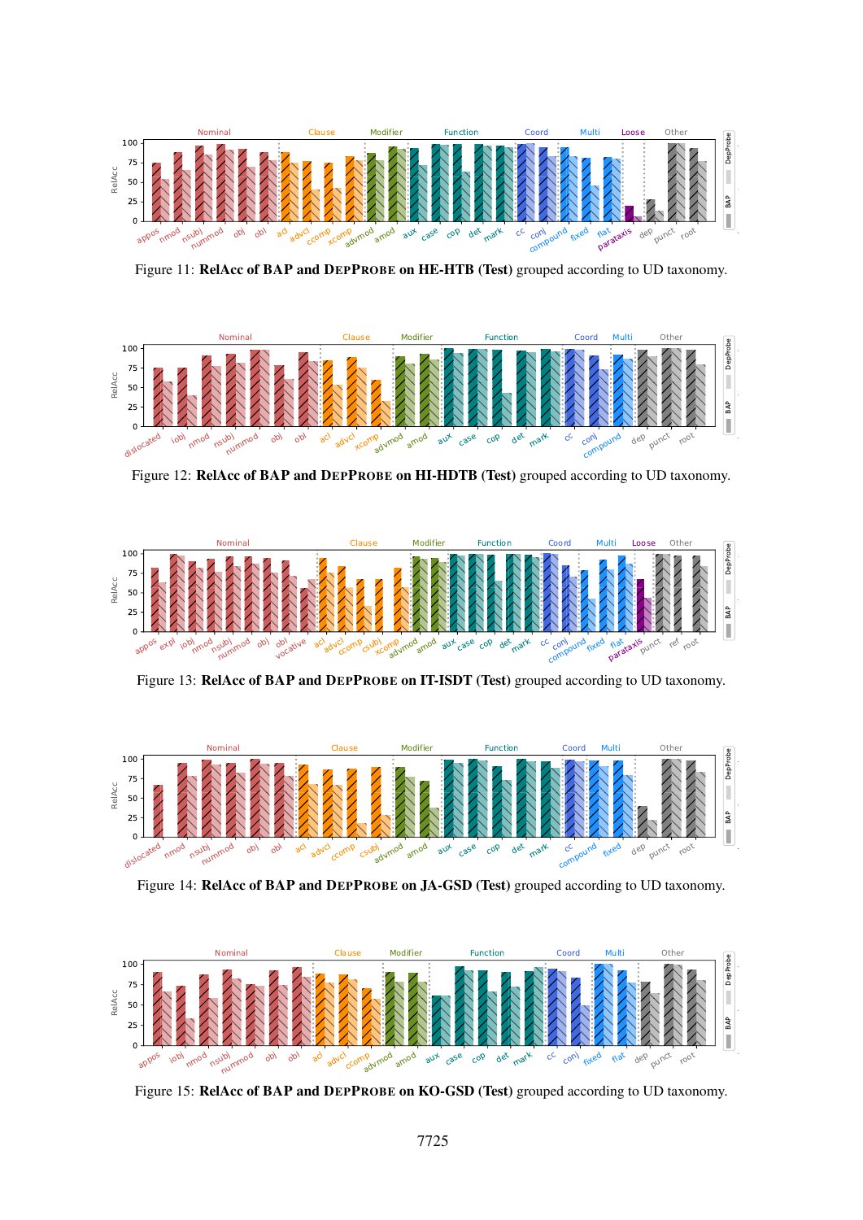Figure 11: **RelAcc of BAP and DEPPROBE on HE-HTB (Test)** grouped according to UD taxonomy.

Figure 12: **RelAcc of BAP and DEPPROBE on HI-HDTB (Test)** grouped according to UD taxonomy.

Figure 13: **RelAcc of BAP and DEPPROBE on IT-ISDT (Test)** grouped according to UD taxonomy.

Figure 14: **RelAcc of BAP and DEPPROBE on JA-GSD (Test)** grouped according to UD taxonomy.

Figure 15: **RelAcc of BAP and DEPPROBE on KO-GSD (Test)** grouped according to UD taxonomy.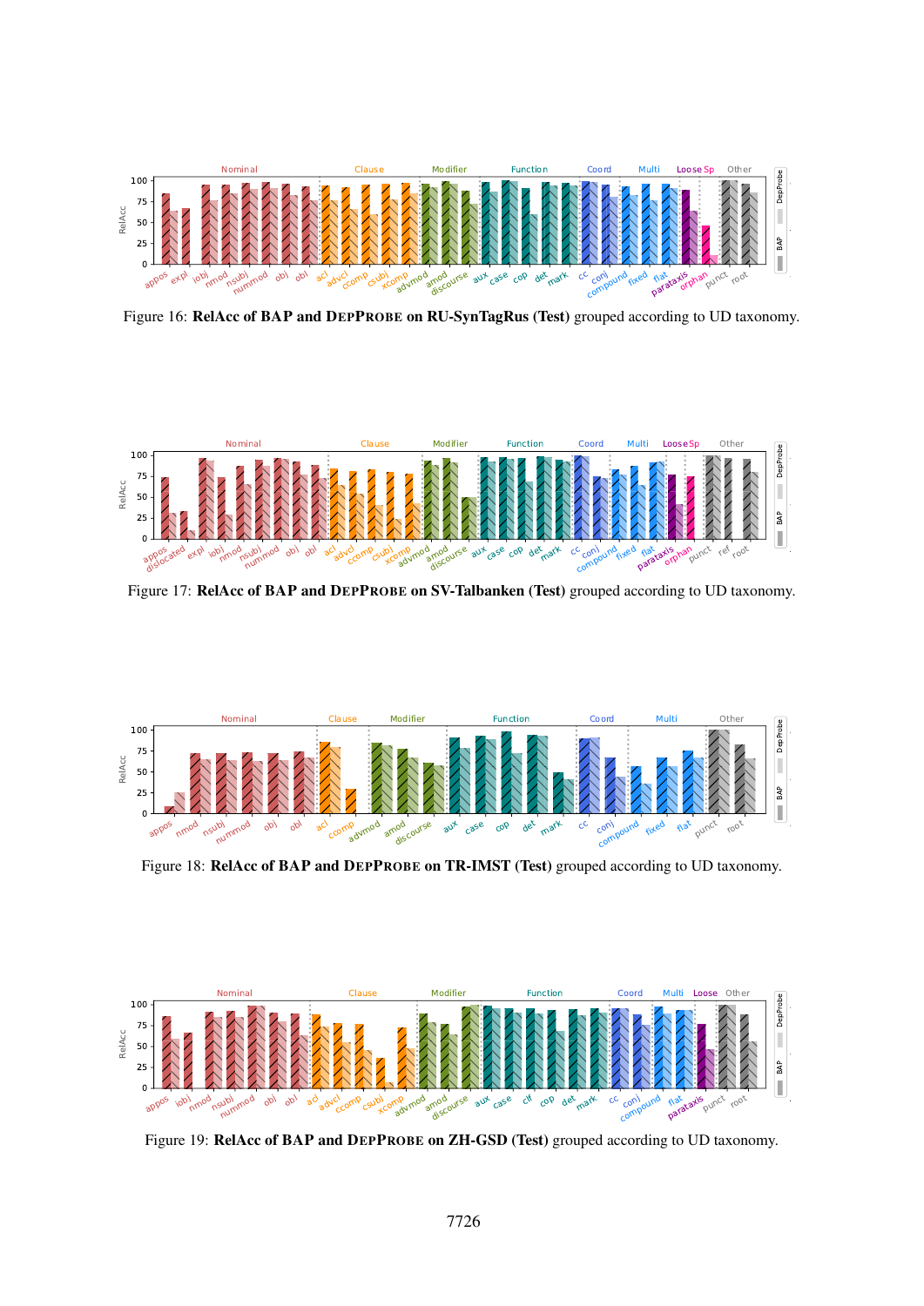Nominal Clause Modifier Function Coord Multi Loose Sp Other

100
75
50
25
0

RelAcc

appos expl iobj nmod nsubj nummod obj obl acl advcl ccomp csubj xcomp advmod amod discourse aux case cop det mark cc conj compound fixed flat parataxis orphan punct root

DepProbe
BAP

Figure 16: **RelAcc of BAP and DEPPROBE on RU-SynTagRus (Test)** grouped according to UD taxonomy.

Nominal Clause Modifier Function Coord Multi Loose Sp Other

100
75
50
25
0

RelAcc

appos dislocated expl iobj nmod nsubj nummod obj obl acl advcl ccomp csubj xcomp advmod amod discourse aux case cop det mark cc conj compound fixed flat parataxis orphan punct ref root

DepProbe
BAP

Figure 17: **RelAcc of BAP and DEPPROBE on SV-Talbanken (Test)** grouped according to UD taxonomy.

Nominal Clause Modifier Function Coord Multi Other

100
75
50
25
0

RelAcc

appos nmod nsubj nummod obj obl acl ccomp advmod amod discourse aux case cop det mark cc conj compound fixed flat punct root

DepProbe
BAP

Figure 18: **RelAcc of BAP and DEPPROBE on TR-IMST (Test)** grouped according to UD taxonomy.

Nominal Clause Modifier Function Coord Multi Loose Other

100
75
50
25
0

RelAcc

appos iobj nmod nsubj nummod obj obl acl advcl ccomp csubj xcomp advmod amod discourse aux case clf cop det mark cc conj compound flat parataxis punct root

DepProbe
BAP

Figure 19: **RelAcc of BAP and DEPPROBE on ZH-GSD (Test)** grouped according to UD taxonomy.